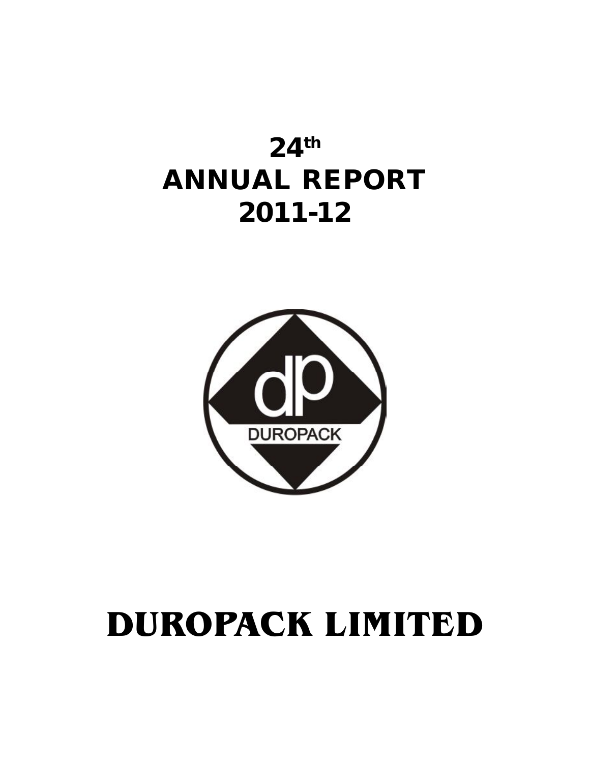# 24th
# ANNUAL REPORT
# 2011-12

DUROPACK

# DUROPACK LIMITED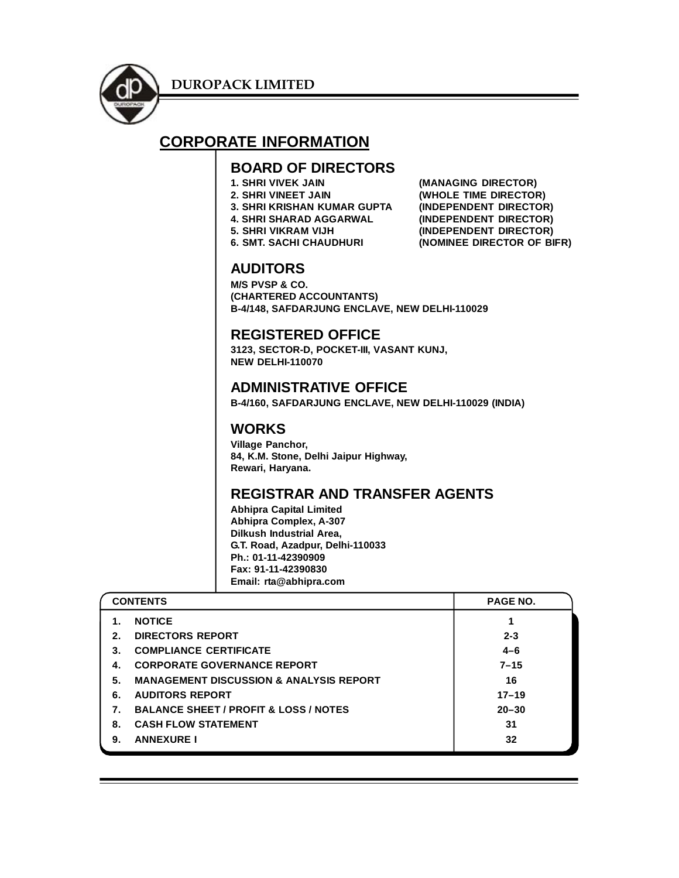DUROPACK LIMITED

# CORPORATE INFORMATION

## BOARD OF DIRECTORS

1. SHRI VIVEK JAIN (MANAGING DIRECTOR)
2. SHRI VINEET JAIN (WHOLE TIME DIRECTOR)
3. SHRI KRISHAN KUMAR GUPTA (INDEPENDENT DIRECTOR)
4. SHRI SHARAD AGGARWAL (INDEPENDENT DIRECTOR)
5. SHRI VIKRAM VIJH (INDEPENDENT DIRECTOR)
6. SMT. SACHI CHAUDHURI (NOMINEE DIRECTOR OF BIFR)

## AUDITORS

M/S PVSP & CO.
(CHARTERED ACCOUNTANTS)
B-4/148, SAFDARJUNG ENCLAVE, NEW DELHI-110029

## REGISTERED OFFICE

3123, SECTOR-D, POCKET-III, VASANT KUNJ,
NEW DELHI-110070

## ADMINISTRATIVE OFFICE

B-4/160, SAFDARJUNG ENCLAVE, NEW DELHI-110029 (INDIA)

## WORKS

Village Panchor,
84, K.M. Stone, Delhi Jaipur Highway,
Rewari, Haryana.

## REGISTRAR AND TRANSFER AGENTS

Abhipra Capital Limited
Abhipra Complex, A-307
Dilkush Industrial Area,
G.T. Road, Azadpur, Delhi-110033
Ph.: 01-11-42390909
Fax: 91-11-42390830
Email: rta@abhipra.com

| CONTENTS | PAGE NO. |
|---|---|
| 1. NOTICE | 1 |
| 2. DIRECTORS REPORT | 2-3 |
| 3. COMPLIANCE CERTIFICATE | 4–6 |
| 4. CORPORATE GOVERNANCE REPORT | 7–15 |
| 5. MANAGEMENT DISCUSSION & ANALYSIS REPORT | 16 |
| 6. AUDITORS REPORT | 17–19 |
| 7. BALANCE SHEET / PROFIT & LOSS / NOTES | 20–30 |
| 8. CASH FLOW STATEMENT | 31 |
| 9. ANNEXURE I | 32 |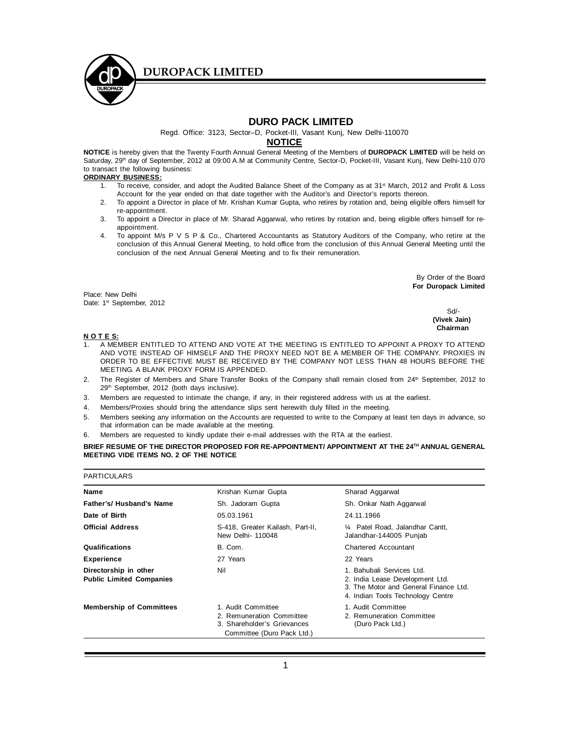# DURO PACK LIMITED

Regd. Office: 3123, Sector–D, Pocket-III, Vasant Kunj, New Delhi-110070

## NOTICE

**NOTICE** is hereby given that the Twenty Fourth Annual General Meeting of the Members of **DUROPACK LIMITED** will be held on Saturday, 29th day of September, 2012 at 09:00 A.M at Community Centre, Sector-D, Pocket-III, Vasant Kunj, New Delhi-110 070 to transact the following business:

**ORDINARY BUSINESS:**

1. To receive, consider, and adopt the Audited Balance Sheet of the Company as at 31st March, 2012 and Profit & Loss Account for the year ended on that date together with the Auditor's and Director's reports thereon.
2. To appoint a Director in place of Mr. Krishan Kumar Gupta, who retires by rotation and, being eligible offers himself for re-appointment.
3. To appoint a Director in place of Mr. Sharad Aggarwal, who retires by rotation and, being eligible offers himself for re-appointment.
4. To appoint M/s P V S P & Co., Chartered Accountants as Statutory Auditors of the Company, who retire at the conclusion of this Annual General Meeting, to hold office from the conclusion of this Annual General Meeting until the conclusion of the next Annual General Meeting and to fix their remuneration.

By Order of the Board
**For Duropack Limited**

Place: New Delhi
Date: 1st September, 2012

Sd/-
**(Vivek Jain)**
**Chairman**

**NOTES:**

1. A MEMBER ENTITLED TO ATTEND AND VOTE AT THE MEETING IS ENTITLED TO APPOINT A PROXY TO ATTEND AND VOTE INSTEAD OF HIMSELF AND THE PROXY NEED NOT BE A MEMBER OF THE COMPANY. PROXIES IN ORDER TO BE EFFECTIVE MUST BE RECEIVED BY THE COMPANY NOT LESS THAN 48 HOURS BEFORE THE MEETING. A BLANK PROXY FORM IS APPENDED.
2. The Register of Members and Share Transfer Books of the Company shall remain closed from 24th September, 2012 to 29th September, 2012 (both days inclusive).
3. Members are requested to intimate the change, if any, in their registered address with us at the earliest.
4. Members/Proxies should bring the attendance slips sent herewith duly filled in the meeting.
5. Members seeking any information on the Accounts are requested to write to the Company at least ten days in advance, so that information can be made available at the meeting.
6. Members are requested to kindly update their e-mail addresses with the RTA at the earliest.

**BRIEF RESUME OF THE DIRECTOR PROPOSED FOR RE-APPOINTMENT/ APPOINTMENT AT THE 24TH ANNUAL GENERAL MEETING VIDE ITEMS NO. 2 OF THE NOTICE**

| PARTICULARS | | |
|---|---|---|
| **Name** | Krishan Kumar Gupta | Sharad Aggarwal |
| **Father's/ Husband's Name** | Sh. Jadoram Gupta | Sh. Onkar Nath Aggarwal |
| **Date of Birth** | 05.03.1961 | 24.11.1966 |
| **Official Address** | S-418, Greater Kailash, Part-II, New Delhi- 110048 | ¼ Patel Road, Jalandhar Cantt, Jalandhar-144005 Punjab |
| **Qualifications** | B. Com. | Chartered Accountant |
| **Experience** | 27 Years | 22 Years |
| **Directorship in other Public Limited Companies** | Nil | 1. Bahubali Services Ltd.<br>2. India Lease Development Ltd.<br>3. The Motor and General Finance Ltd.<br>4. Indian Tools Technology Centre |
| **Membership of Committees** | 1. Audit Committee<br>2. Remuneration Committee<br>3. Shareholder's Grievances Committee (Duro Pack Ltd.) | 1. Audit Committee<br>2. Remuneration Committee (Duro Pack Ltd.) |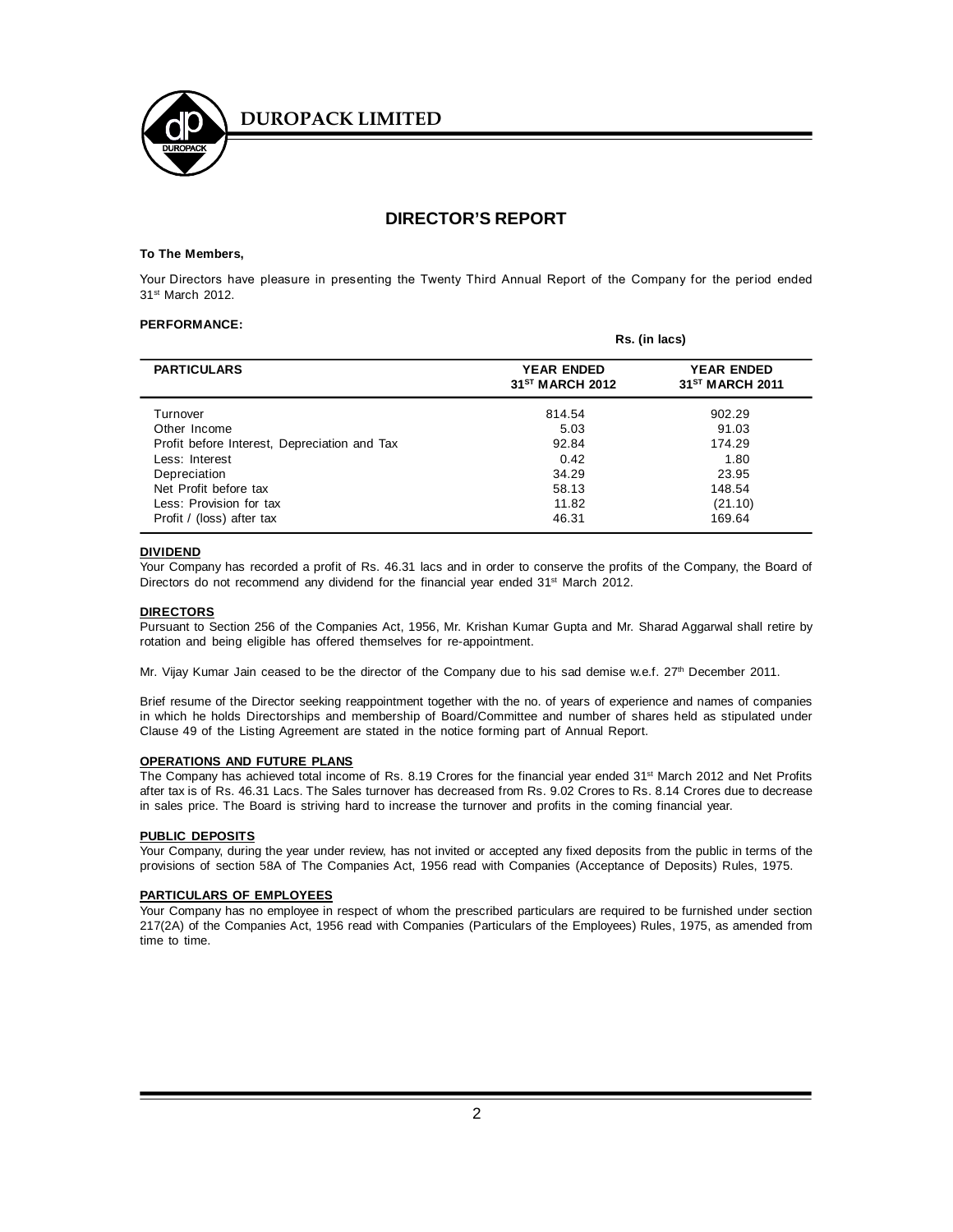# DIRECTOR'S REPORT

**To The Members,**

Your Directors have pleasure in presenting the Twenty Third Annual Report of the Company for the period ended 31st March 2012.

**PERFORMANCE:**

Rs. (in lacs)

| PARTICULARS | YEAR ENDED 31ST MARCH 2012 | YEAR ENDED 31ST MARCH 2011 |
|---|---|---|
| Turnover | 814.54 | 902.29 |
| Other Income | 5.03 | 91.03 |
| Profit before Interest, Depreciation and Tax | 92.84 | 174.29 |
| Less: Interest | 0.42 | 1.80 |
| Depreciation | 34.29 | 23.95 |
| Net Profit before tax | 58.13 | 148.54 |
| Less: Provision for tax | 11.82 | (21.10) |
| Profit / (loss) after tax | 46.31 | 169.64 |

**DIVIDEND**

Your Company has recorded a profit of Rs. 46.31 lacs and in order to conserve the profits of the Company, the Board of Directors do not recommend any dividend for the financial year ended 31st March 2012.

**DIRECTORS**

Pursuant to Section 256 of the Companies Act, 1956, Mr. Krishan Kumar Gupta and Mr. Sharad Aggarwal shall retire by rotation and being eligible has offered themselves for re-appointment.

Mr. Vijay Kumar Jain ceased to be the director of the Company due to his sad demise w.e.f. 27th December 2011.

Brief resume of the Director seeking reappointment together with the no. of years of experience and names of companies in which he holds Directorships and membership of Board/Committee and number of shares held as stipulated under Clause 49 of the Listing Agreement are stated in the notice forming part of Annual Report.

**OPERATIONS AND FUTURE PLANS**

The Company has achieved total income of Rs. 8.19 Crores for the financial year ended 31st March 2012 and Net Profits after tax is of Rs. 46.31 Lacs. The Sales turnover has decreased from Rs. 9.02 Crores to Rs. 8.14 Crores due to decrease in sales price. The Board is striving hard to increase the turnover and profits in the coming financial year.

**PUBLIC DEPOSITS**

Your Company, during the year under review, has not invited or accepted any fixed deposits from the public in terms of the provisions of section 58A of The Companies Act, 1956 read with Companies (Acceptance of Deposits) Rules, 1975.

**PARTICULARS OF EMPLOYEES**

Your Company has no employee in respect of whom the prescribed particulars are required to be furnished under section 217(2A) of the Companies Act, 1956 read with Companies (Particulars of the Employees) Rules, 1975, as amended from time to time.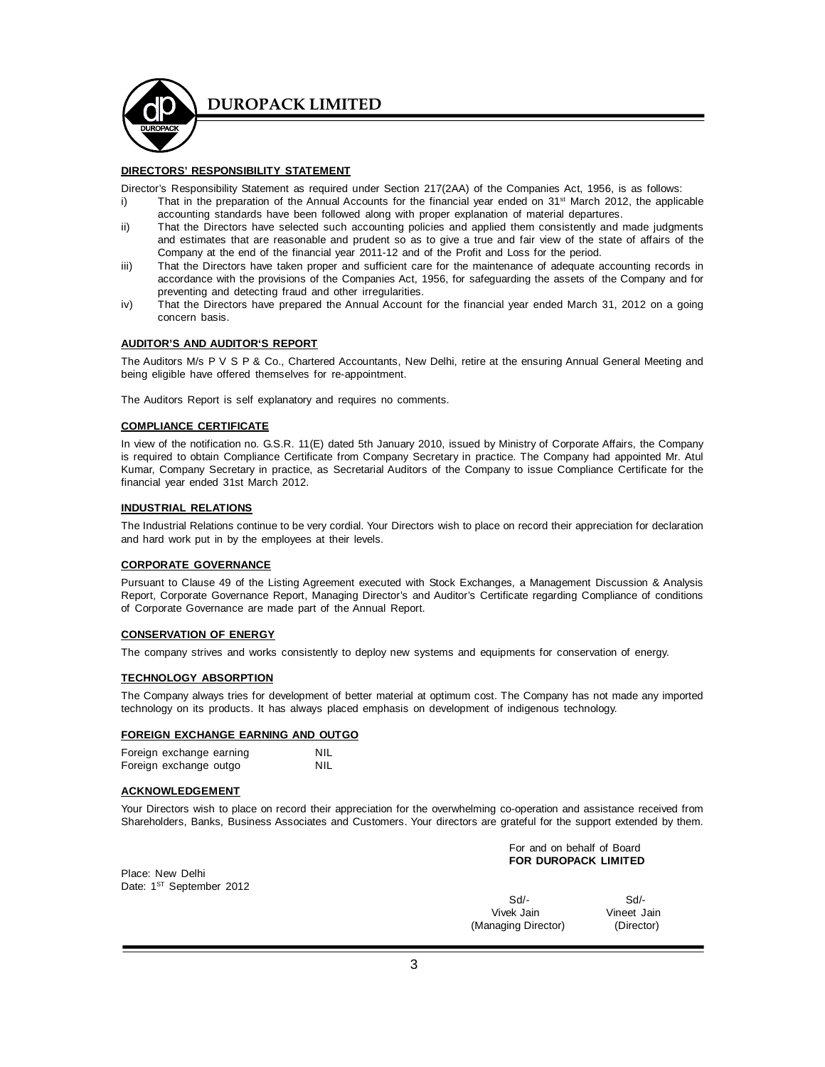## DIRECTORS' RESPONSIBILITY STATEMENT

Director's Responsibility Statement as required under Section 217(2AA) of the Companies Act, 1956, is as follows:

i) That in the preparation of the Annual Accounts for the financial year ended on 31st March 2012, the applicable accounting standards have been followed along with proper explanation of material departures.

ii) That the Directors have selected such accounting policies and applied them consistently and made judgments and estimates that are reasonable and prudent so as to give a true and fair view of the state of affairs of the Company at the end of the financial year 2011-12 and of the Profit and Loss for the period.

iii) That the Directors have taken proper and sufficient care for the maintenance of adequate accounting records in accordance with the provisions of the Companies Act, 1956, for safeguarding the assets of the Company and for preventing and detecting fraud and other irregularities.

iv) That the Directors have prepared the Annual Account for the financial year ended March 31, 2012 on a going concern basis.

## AUDITOR'S AND AUDITOR'S REPORT

The Auditors M/s P V S P & Co., Chartered Accountants, New Delhi, retire at the ensuring Annual General Meeting and being eligible have offered themselves for re-appointment.

The Auditors Report is self explanatory and requires no comments.

## COMPLIANCE CERTIFICATE

In view of the notification no. G.S.R. 11(E) dated 5th January 2010, issued by Ministry of Corporate Affairs, the Company is required to obtain Compliance Certificate from Company Secretary in practice. The Company had appointed Mr. Atul Kumar, Company Secretary in practice, as Secretarial Auditors of the Company to issue Compliance Certificate for the financial year ended 31st March 2012.

## INDUSTRIAL RELATIONS

The Industrial Relations continue to be very cordial. Your Directors wish to place on record their appreciation for declaration and hard work put in by the employees at their levels.

## CORPORATE GOVERNANCE

Pursuant to Clause 49 of the Listing Agreement executed with Stock Exchanges, a Management Discussion & Analysis Report, Corporate Governance Report, Managing Director's and Auditor's Certificate regarding Compliance of conditions of Corporate Governance are made part of the Annual Report.

## CONSERVATION OF ENERGY

The company strives and works consistently to deploy new systems and equipments for conservation of energy.

## TECHNOLOGY ABSORPTION

The Company always tries for development of better material at optimum cost. The Company has not made any imported technology on its products. It has always placed emphasis on development of indigenous technology.

## FOREIGN EXCHANGE EARNING AND OUTGO

| | |
|---|---|
| Foreign exchange earning | NIL |
| Foreign exchange outgo | NIL |

## ACKNOWLEDGEMENT

Your Directors wish to place on record their appreciation for the overwhelming co-operation and assistance received from Shareholders, Banks, Business Associates and Customers. Your directors are grateful for the support extended by them.

For and on behalf of Board
**FOR DUROPACK LIMITED**

Place: New Delhi
Date: 1ST September 2012

| Sd/- | Sd/- |
|---|---|
| Vivek Jain | Vineet Jain |
| (Managing Director) | (Director) |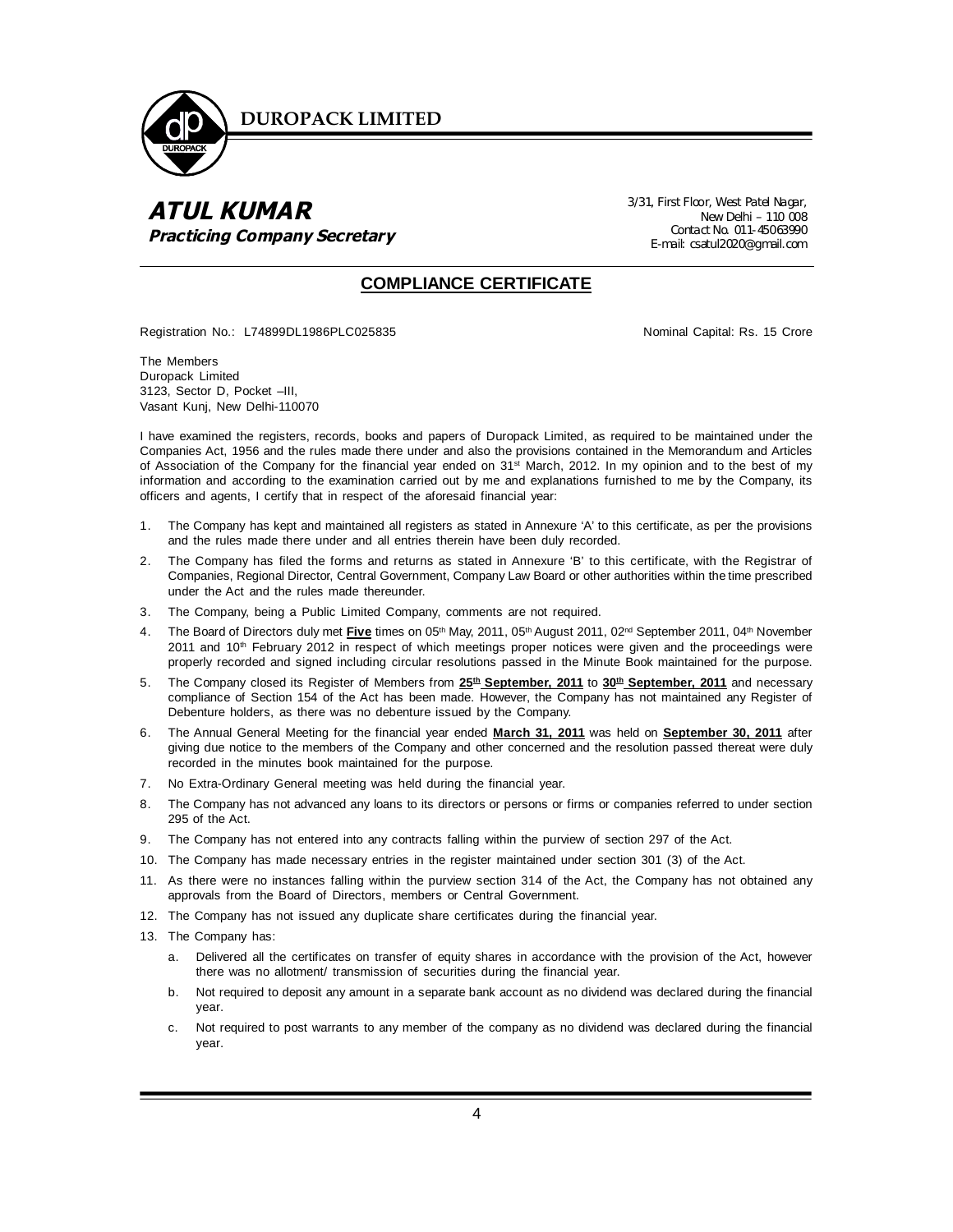# ATUL KUMAR

**Practicing Company Secretary**

3/31, First Floor, West Patel Nagar,
New Delhi – 110 008
Contact No. 011-45063990
E-mail: csatul2020@gmail.com

## COMPLIANCE CERTIFICATE

Registration No.: L74899DL1986PLC025835

Nominal Capital: Rs. 15 Crore

The Members
Duropack Limited
3123, Sector D, Pocket –III,
Vasant Kunj, New Delhi-110070

I have examined the registers, records, books and papers of Duropack Limited, as required to be maintained under the Companies Act, 1956 and the rules made there under and also the provisions contained in the Memorandum and Articles of Association of the Company for the financial year ended on 31st March, 2012. In my opinion and to the best of my information and according to the examination carried out by me and explanations furnished to me by the Company, its officers and agents, I certify that in respect of the aforesaid financial year:

1. The Company has kept and maintained all registers as stated in Annexure 'A' to this certificate, as per the provisions and the rules made there under and all entries therein have been duly recorded.
2. The Company has filed the forms and returns as stated in Annexure 'B' to this certificate, with the Registrar of Companies, Regional Director, Central Government, Company Law Board or other authorities within the time prescribed under the Act and the rules made thereunder.
3. The Company, being a Public Limited Company, comments are not required.
4. The Board of Directors duly met **Five** times on 05th May, 2011, 05th August 2011, 02nd September 2011, 04th November 2011 and 10th February 2012 in respect of which meetings proper notices were given and the proceedings were properly recorded and signed including circular resolutions passed in the Minute Book maintained for the purpose.
5. The Company closed its Register of Members from **25th September, 2011** to **30th September, 2011** and necessary compliance of Section 154 of the Act has been made. However, the Company has not maintained any Register of Debenture holders, as there was no debenture issued by the Company.
6. The Annual General Meeting for the financial year ended **March 31, 2011** was held on **September 30, 2011** after giving due notice to the members of the Company and other concerned and the resolution passed thereat were duly recorded in the minutes book maintained for the purpose.
7. No Extra-Ordinary General meeting was held during the financial year.
8. The Company has not advanced any loans to its directors or persons or firms or companies referred to under section 295 of the Act.
9. The Company has not entered into any contracts falling within the purview of section 297 of the Act.
10. The Company has made necessary entries in the register maintained under section 301 (3) of the Act.
11. As there were no instances falling within the purview section 314 of the Act, the Company has not obtained any approvals from the Board of Directors, members or Central Government.
12. The Company has not issued any duplicate share certificates during the financial year.
13. The Company has:
    a. Delivered all the certificates on transfer of equity shares in accordance with the provision of the Act, however there was no allotment/ transmission of securities during the financial year.
    b. Not required to deposit any amount in a separate bank account as no dividend was declared during the financial year.
    c. Not required to post warrants to any member of the company as no dividend was declared during the financial year.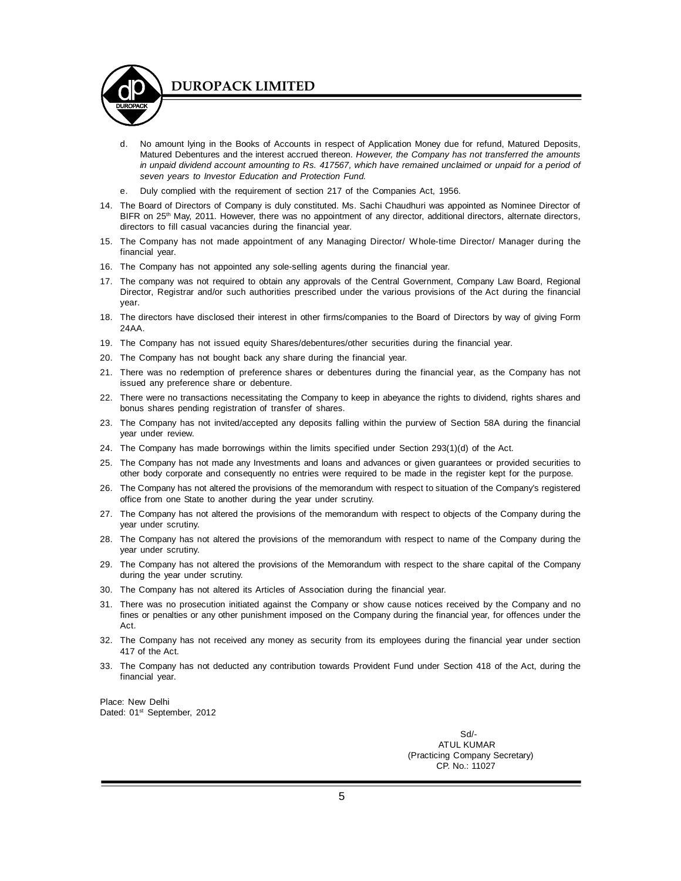d. No amount lying in the Books of Accounts in respect of Application Money due for refund, Matured Deposits, Matured Debentures and the interest accrued thereon. *However, the Company has not transferred the amounts in unpaid dividend account amounting to Rs. 417567, which have remained unclaimed or unpaid for a period of seven years to Investor Education and Protection Fund.*

e. Duly complied with the requirement of section 217 of the Companies Act, 1956.

14. The Board of Directors of Company is duly constituted. Ms. Sachi Chaudhuri was appointed as Nominee Director of BIFR on 25th May, 2011. However, there was no appointment of any director, additional directors, alternate directors, directors to fill casual vacancies during the financial year.

15. The Company has not made appointment of any Managing Director/ Whole-time Director/ Manager during the financial year.

16. The Company has not appointed any sole-selling agents during the financial year.

17. The company was not required to obtain any approvals of the Central Government, Company Law Board, Regional Director, Registrar and/or such authorities prescribed under the various provisions of the Act during the financial year.

18. The directors have disclosed their interest in other firms/companies to the Board of Directors by way of giving Form 24AA.

19. The Company has not issued equity Shares/debentures/other securities during the financial year.

20. The Company has not bought back any share during the financial year.

21. There was no redemption of preference shares or debentures during the financial year, as the Company has not issued any preference share or debenture.

22. There were no transactions necessitating the Company to keep in abeyance the rights to dividend, rights shares and bonus shares pending registration of transfer of shares.

23. The Company has not invited/accepted any deposits falling within the purview of Section 58A during the financial year under review.

24. The Company has made borrowings within the limits specified under Section 293(1)(d) of the Act.

25. The Company has not made any Investments and loans and advances or given guarantees or provided securities to other body corporate and consequently no entries were required to be made in the register kept for the purpose.

26. The Company has not altered the provisions of the memorandum with respect to situation of the Company's registered office from one State to another during the year under scrutiny.

27. The Company has not altered the provisions of the memorandum with respect to objects of the Company during the year under scrutiny.

28. The Company has not altered the provisions of the memorandum with respect to name of the Company during the year under scrutiny.

29. The Company has not altered the provisions of the Memorandum with respect to the share capital of the Company during the year under scrutiny.

30. The Company has not altered its Articles of Association during the financial year.

31. There was no prosecution initiated against the Company or show cause notices received by the Company and no fines or penalties or any other punishment imposed on the Company during the financial year, for offences under the Act.

32. The Company has not received any money as security from its employees during the financial year under section 417 of the Act.

33. The Company has not deducted any contribution towards Provident Fund under Section 418 of the Act, during the financial year.

Place: New Delhi
Dated: 01st September, 2012

Sd/-
ATUL KUMAR
(Practicing Company Secretary)
CP. No.: 11027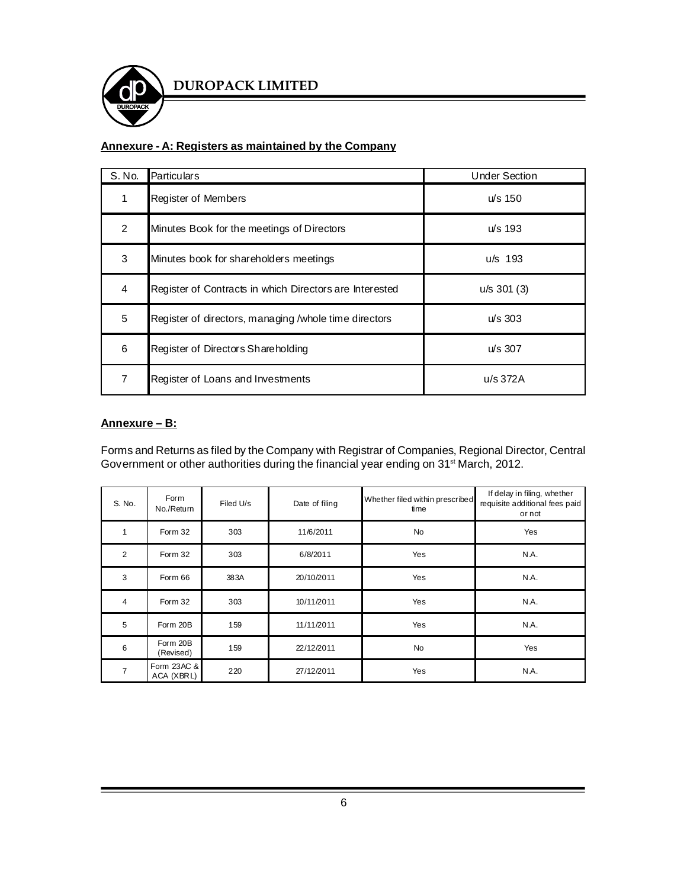**Annexure - A: Registers as maintained by the Company**

| S. No. | Particulars | Under Section |
|---|---|---|
| 1 | Register of Members | u/s 150 |
| 2 | Minutes Book for the meetings of Directors | u/s 193 |
| 3 | Minutes book for shareholders meetings | u/s 193 |
| 4 | Register of Contracts in which Directors are Interested | u/s 301 (3) |
| 5 | Register of directors, managing /whole time directors | u/s 303 |
| 6 | Register of Directors Shareholding | u/s 307 |
| 7 | Register of Loans and Investments | u/s 372A |

**Annexure – B:**

Forms and Returns as filed by the Company with Registrar of Companies, Regional Director, Central Government or other authorities during the financial year ending on 31st March, 2012.

| S. No. | Form No./Return | Filed U/s | Date of filing | Whether filed within prescribed time | If delay in filing, whether requisite additional fees paid or not |
|---|---|---|---|---|---|
| 1 | Form 32 | 303 | 11/6/2011 | No | Yes |
| 2 | Form 32 | 303 | 6/8/2011 | Yes | N.A. |
| 3 | Form 66 | 383A | 20/10/2011 | Yes | N.A. |
| 4 | Form 32 | 303 | 10/11/2011 | Yes | N.A. |
| 5 | Form 20B | 159 | 11/11/2011 | Yes | N.A. |
| 6 | Form 20B (Revised) | 159 | 22/12/2011 | No | Yes |
| 7 | Form 23AC & ACA (XBRL) | 220 | 27/12/2011 | Yes | N.A. |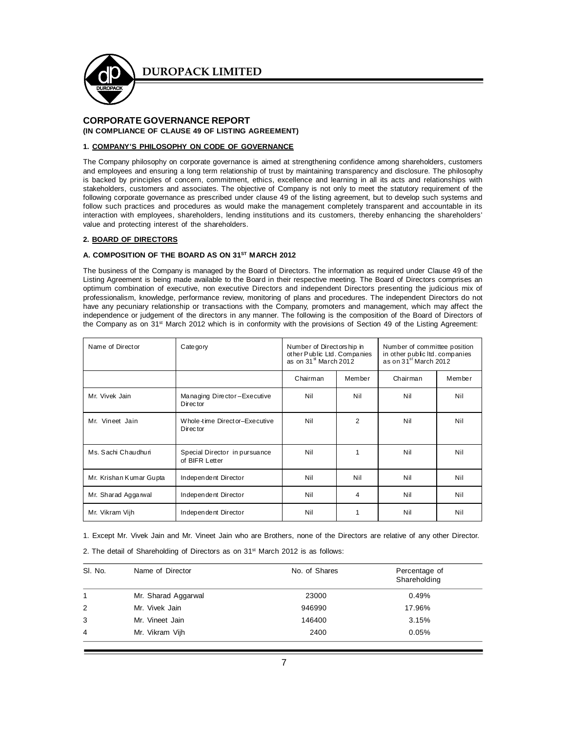# CORPORATE GOVERNANCE REPORT

**(IN COMPLIANCE OF CLAUSE 49 OF LISTING AGREEMENT)**

### 1. COMPANY'S PHILOSOPHY ON CODE OF GOVERNANCE

The Company philosophy on corporate governance is aimed at strengthening confidence among shareholders, customers and employees and ensuring a long term relationship of trust by maintaining transparency and disclosure. The philosophy is backed by principles of concern, commitment, ethics, excellence and learning in all its acts and relationships with stakeholders, customers and associates. The objective of Company is not only to meet the statutory requirement of the following corporate governance as prescribed under clause 49 of the listing agreement, but to develop such systems and follow such practices and procedures as would make the management completely transparent and accountable in its interaction with employees, shareholders, lending institutions and its customers, thereby enhancing the shareholders' value and protecting interest of the shareholders.

### 2. BOARD OF DIRECTORS

#### A. COMPOSITION OF THE BOARD AS ON 31ST MARCH 2012

The business of the Company is managed by the Board of Directors. The information as required under Clause 49 of the Listing Agreement is being made available to the Board in their respective meeting. The Board of Directors comprises an optimum combination of executive, non executive Directors and independent Directors presenting the judicious mix of professionalism, knowledge, performance review, monitoring of plans and procedures. The independent Directors do not have any pecuniary relationship or transactions with the Company, promoters and management, which may affect the independence or judgement of the directors in any manner. The following is the composition of the Board of Directors of the Company as on 31st March 2012 which is in conformity with the provisions of Section 49 of the Listing Agreement:

| Name of Director | Category | Number of Directorship in other Public Ltd. Companies as on 31st March 2012 | | Number of committee position in other public ltd. companies as on 31st March 2012 | |
|---|---|---|---|---|---|
| | | Chairman | Member | Chairman | Member |
| Mr. Vivek Jain | Managing Director – Executive Director | Nil | Nil | Nil | Nil |
| Mr. Vineet Jain | Whole-time Director–Executive Director | Nil | 2 | Nil | Nil |
| Ms. Sachi Chaudhuri | Special Director in pursuance of BIFR Letter | Nil | 1 | Nil | Nil |
| Mr. Krishan Kumar Gupta | Independent Director | Nil | Nil | Nil | Nil |
| Mr. Sharad Aggarwal | Independent Director | Nil | 4 | Nil | Nil |
| Mr. Vikram Vijh | Independent Director | Nil | 1 | Nil | Nil |

1. Except Mr. Vivek Jain and Mr. Vineet Jain who are Brothers, none of the Directors are relative of any other Director.

2. The detail of Shareholding of Directors as on 31st March 2012 is as follows:

| Sl. No. | Name of Director | No. of Shares | Percentage of Shareholding |
|---|---|---|---|
| 1 | Mr. Sharad Aggarwal | 23000 | 0.49% |
| 2 | Mr. Vivek Jain | 946990 | 17.96% |
| 3 | Mr. Vineet Jain | 146400 | 3.15% |
| 4 | Mr. Vikram Vijh | 2400 | 0.05% |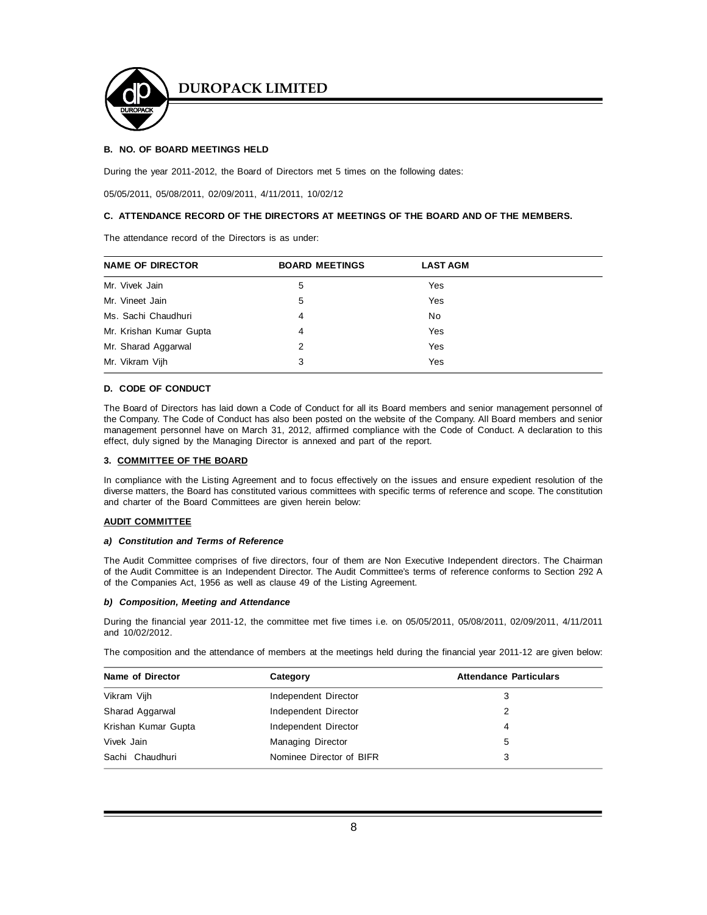### B. NO. OF BOARD MEETINGS HELD

During the year 2011-2012, the Board of Directors met 5 times on the following dates:

05/05/2011, 05/08/2011, 02/09/2011, 4/11/2011, 10/02/12

### C. ATTENDANCE RECORD OF THE DIRECTORS AT MEETINGS OF THE BOARD AND OF THE MEMBERS.

The attendance record of the Directors is as under:

| NAME OF DIRECTOR | BOARD MEETINGS | LAST AGM |
|---|---|---|
| Mr. Vivek Jain | 5 | Yes |
| Mr. Vineet Jain | 5 | Yes |
| Ms. Sachi Chaudhuri | 4 | No |
| Mr. Krishan Kumar Gupta | 4 | Yes |
| Mr. Sharad Aggarwal | 2 | Yes |
| Mr. Vikram Vijh | 3 | Yes |

### D. CODE OF CONDUCT

The Board of Directors has laid down a Code of Conduct for all its Board members and senior management personnel of the Company. The Code of Conduct has also been posted on the website of the Company. All Board members and senior management personnel have on March 31, 2012, affirmed compliance with the Code of Conduct. A declaration to this effect, duly signed by the Managing Director is annexed and part of the report.

### 3. COMMITTEE OF THE BOARD

In compliance with the Listing Agreement and to focus effectively on the issues and ensure expedient resolution of the diverse matters, the Board has constituted various committees with specific terms of reference and scope. The constitution and charter of the Board Committees are given herein below:

**AUDIT COMMITTEE**

***a) Constitution and Terms of Reference***

The Audit Committee comprises of five directors, four of them are Non Executive Independent directors. The Chairman of the Audit Committee is an Independent Director. The Audit Committee's terms of reference conforms to Section 292 A of the Companies Act, 1956 as well as clause 49 of the Listing Agreement.

***b) Composition, Meeting and Attendance***

During the financial year 2011-12, the committee met five times i.e. on 05/05/2011, 05/08/2011, 02/09/2011, 4/11/2011 and 10/02/2012.

The composition and the attendance of members at the meetings held during the financial year 2011-12 are given below:

| Name of Director | Category | Attendance Particulars |
|---|---|---|
| Vikram Vijh | Independent Director | 3 |
| Sharad Aggarwal | Independent Director | 2 |
| Krishan Kumar Gupta | Independent Director | 4 |
| Vivek Jain | Managing Director | 5 |
| Sachi Chaudhuri | Nominee Director of BIFR | 3 |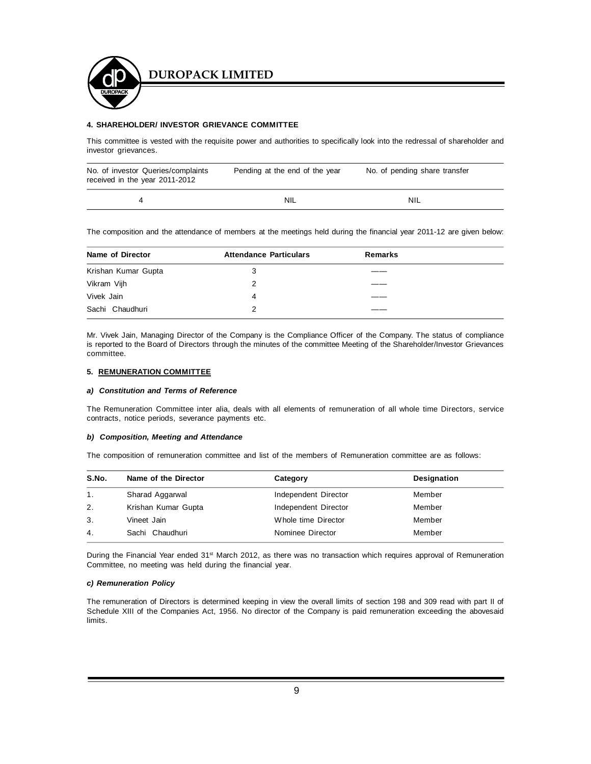#### 4. SHAREHOLDER/ INVESTOR GRIEVANCE COMMITTEE

This committee is vested with the requisite power and authorities to specifically look into the redressal of shareholder and investor grievances.

| No. of investor Queries/complaints received in the year 2011-2012 | Pending at the end of the year | No. of pending share transfer |
|---|---|---|
| 4 | NIL | NIL |

The composition and the attendance of members at the meetings held during the financial year 2011-12 are given below:

| Name of Director | Attendance Particulars | Remarks |
|---|---|---|
| Krishan Kumar Gupta | 3 | —— |
| Vikram Vijh | 2 | —— |
| Vivek Jain | 4 | —— |
| Sachi Chaudhuri | 2 | —— |

Mr. Vivek Jain, Managing Director of the Company is the Compliance Officer of the Company. The status of compliance is reported to the Board of Directors through the minutes of the committee Meeting of the Shareholder/Investor Grievances committee.

#### 5. REMUNERATION COMMITTEE

***a) Constitution and Terms of Reference***

The Remuneration Committee inter alia, deals with all elements of remuneration of all whole time Directors, service contracts, notice periods, severance payments etc.

***b) Composition, Meeting and Attendance***

The composition of remuneration committee and list of the members of Remuneration committee are as follows:

| S.No. | Name of the Director | Category | Designation |
|---|---|---|---|
| 1. | Sharad Aggarwal | Independent Director | Member |
| 2. | Krishan Kumar Gupta | Independent Director | Member |
| 3. | Vineet Jain | Whole time Director | Member |
| 4. | Sachi Chaudhuri | Nominee Director | Member |

During the Financial Year ended 31st March 2012, as there was no transaction which requires approval of Remuneration Committee, no meeting was held during the financial year.

***c) Remuneration Policy***

The remuneration of Directors is determined keeping in view the overall limits of section 198 and 309 read with part II of Schedule XIII of the Companies Act, 1956. No director of the Company is paid remuneration exceeding the abovesaid limits.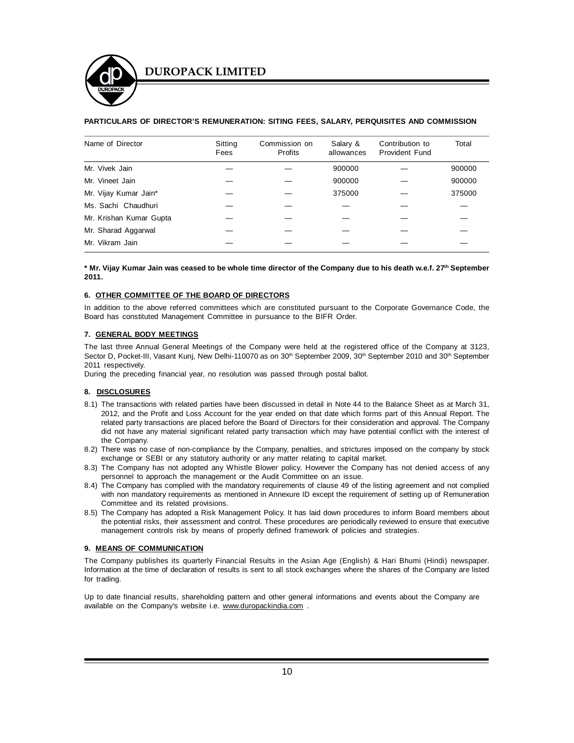**PARTICULARS OF DIRECTOR'S REMUNERATION: SITING FEES, SALARY, PERQUISITES AND COMMISSION**

| Name of Director | Sitting Fees | Commission on Profits | Salary & allowances | Contribution to Provident Fund | Total |
|---|---|---|---|---|---|
| Mr. Vivek Jain | — | — | 900000 | — | 900000 |
| Mr. Vineet Jain | — | — | 900000 | — | 900000 |
| Mr. Vijay Kumar Jain* | — | — | 375000 | — | 375000 |
| Ms. Sachi Chaudhuri | — | — | — | — | — |
| Mr. Krishan Kumar Gupta | — | — | — | — | — |
| Mr. Sharad Aggarwal | — | — | — | — | — |
| Mr. Vikram Jain | — | — | — | — | — |

**\* Mr. Vijay Kumar Jain was ceased to be whole time director of the Company due to his death w.e.f. 27th September 2011.**

### 6. OTHER COMMITTEE OF THE BOARD OF DIRECTORS

In addition to the above referred committees which are constituted pursuant to the Corporate Governance Code, the Board has constituted Management Committee in pursuance to the BIFR Order.

### 7. GENERAL BODY MEETINGS

The last three Annual General Meetings of the Company were held at the registered office of the Company at 3123, Sector D, Pocket-III, Vasant Kunj, New Delhi-110070 as on 30th September 2009, 30th September 2010 and 30th September 2011 respectively.

During the preceding financial year, no resolution was passed through postal ballot.

### 8. DISCLOSURES

8.1) The transactions with related parties have been discussed in detail in Note 44 to the Balance Sheet as at March 31, 2012, and the Profit and Loss Account for the year ended on that date which forms part of this Annual Report. The related party transactions are placed before the Board of Directors for their consideration and approval. The Company did not have any material significant related party transaction which may have potential conflict with the interest of the Company.

8.2) There was no case of non-compliance by the Company, penalties, and strictures imposed on the company by stock exchange or SEBI or any statutory authority or any matter relating to capital market.

8.3) The Company has not adopted any Whistle Blower policy. However the Company has not denied access of any personnel to approach the management or the Audit Committee on an issue.

8.4) The Company has complied with the mandatory requirements of clause 49 of the listing agreement and not complied with non mandatory requirements as mentioned in Annexure ID except the requirement of setting up of Remuneration Committee and its related provisions.

8.5) The Company has adopted a Risk Management Policy. It has laid down procedures to inform Board members about the potential risks, their assessment and control. These procedures are periodically reviewed to ensure that executive management controls risk by means of properly defined framework of policies and strategies.

### 9. MEANS OF COMMUNICATION

The Company publishes its quarterly Financial Results in the Asian Age (English) & Hari Bhumi (Hindi) newspaper. Information at the time of declaration of results is sent to all stock exchanges where the shares of the Company are listed for trading.

Up to date financial results, shareholding pattern and other general informations and events about the Company are available on the Company's website i.e. www.duropackindia.com .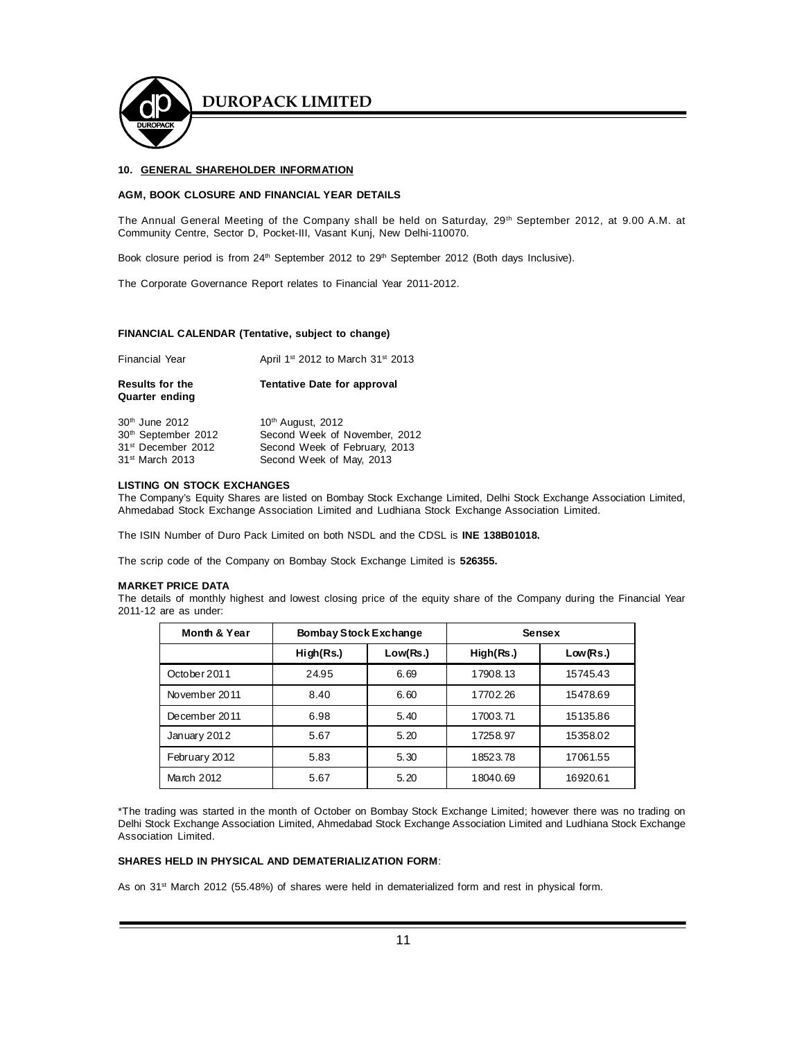## 10. GENERAL SHAREHOLDER INFORMATION

### AGM, BOOK CLOSURE AND FINANCIAL YEAR DETAILS

The Annual General Meeting of the Company shall be held on Saturday, 29th September 2012, at 9.00 A.M. at Community Centre, Sector D, Pocket-III, Vasant Kunj, New Delhi-110070.

Book closure period is from 24th September 2012 to 29th September 2012 (Both days Inclusive).

The Corporate Governance Report relates to Financial Year 2011-2012.

### FINANCIAL CALENDAR (Tentative, subject to change)

| Financial Year | April 1st 2012 to March 31st 2013 |
|---|---|
| **Results for the Quarter ending** | **Tentative Date for approval** |
| 30th June 2012 | 10th August, 2012 |
| 30th September 2012 | Second Week of November, 2012 |
| 31st December 2012 | Second Week of February, 2013 |
| 31st March 2013 | Second Week of May, 2013 |

### LISTING ON STOCK EXCHANGES

The Company's Equity Shares are listed on Bombay Stock Exchange Limited, Delhi Stock Exchange Association Limited, Ahmedabad Stock Exchange Association Limited and Ludhiana Stock Exchange Association Limited.

The ISIN Number of Duro Pack Limited on both NSDL and the CDSL is **INE 138B01018.**

The scrip code of the Company on Bombay Stock Exchange Limited is **526355.**

### MARKET PRICE DATA

The details of monthly highest and lowest closing price of the equity share of the Company during the Financial Year 2011-12 are as under:

| Month & Year | Bombay Stock Exchange | | Sensex | |
|---|---|---|---|---|
| | High(Rs.) | Low(Rs.) | High(Rs.) | Low(Rs.) |
| October 2011 | 24.95 | 6.69 | 17908.13 | 15745.43 |
| November 2011 | 8.40 | 6.60 | 17702.26 | 15478.69 |
| December 2011 | 6.98 | 5.40 | 17003.71 | 15135.86 |
| January 2012 | 5.67 | 5.20 | 17258.97 | 15358.02 |
| February 2012 | 5.83 | 5.30 | 18523.78 | 17061.55 |
| March 2012 | 5.67 | 5.20 | 18040.69 | 16920.61 |

*The trading was started in the month of October on Bombay Stock Exchange Limited; however there was no trading on Delhi Stock Exchange Association Limited, Ahmedabad Stock Exchange Association Limited and Ludhiana Stock Exchange Association Limited.

### SHARES HELD IN PHYSICAL AND DEMATERIALIZATION FORM:

As on 31st March 2012 (55.48%) of shares were held in dematerialized form and rest in physical form.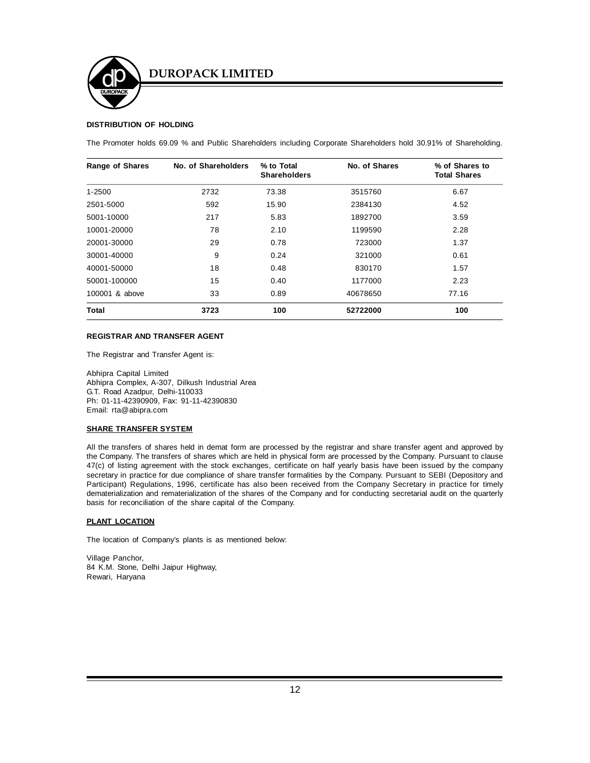## DISTRIBUTION OF HOLDING

The Promoter holds 69.09 % and Public Shareholders including Corporate Shareholders hold 30.91% of Shareholding.

| Range of Shares | No. of Shareholders | % to Total Shareholders | No. of Shares | % of Shares to Total Shares |
|---|---|---|---|---|
| 1-2500 | 2732 | 73.38 | 3515760 | 6.67 |
| 2501-5000 | 592 | 15.90 | 2384130 | 4.52 |
| 5001-10000 | 217 | 5.83 | 1892700 | 3.59 |
| 10001-20000 | 78 | 2.10 | 1199590 | 2.28 |
| 20001-30000 | 29 | 0.78 | 723000 | 1.37 |
| 30001-40000 | 9 | 0.24 | 321000 | 0.61 |
| 40001-50000 | 18 | 0.48 | 830170 | 1.57 |
| 50001-100000 | 15 | 0.40 | 1177000 | 2.23 |
| 100001 & above | 33 | 0.89 | 40678650 | 77.16 |
| **Total** | **3723** | **100** | **52722000** | **100** |

## REGISTRAR AND TRANSFER AGENT

The Registrar and Transfer Agent is:

Abhipra Capital Limited
Abhipra Complex, A-307, Dilkush Industrial Area
G.T. Road Azadpur, Delhi-110033
Ph: 01-11-42390909, Fax: 91-11-42390830
Email: rta@abipra.com

## SHARE TRANSFER SYSTEM

All the transfers of shares held in demat form are processed by the registrar and share transfer agent and approved by the Company. The transfers of shares which are held in physical form are processed by the Company. Pursuant to clause 47(c) of listing agreement with the stock exchanges, certificate on half yearly basis have been issued by the company secretary in practice for due compliance of share transfer formalities by the Company. Pursuant to SEBI (Depository and Participant) Regulations, 1996, certificate has also been received from the Company Secretary in practice for timely dematerialization and rematerialization of the shares of the Company and for conducting secretarial audit on the quarterly basis for reconciliation of the share capital of the Company.

## PLANT LOCATION

The location of Company's plants is as mentioned below:

Village Panchor,
84 K.M. Stone, Delhi Jaipur Highway,
Rewari, Haryana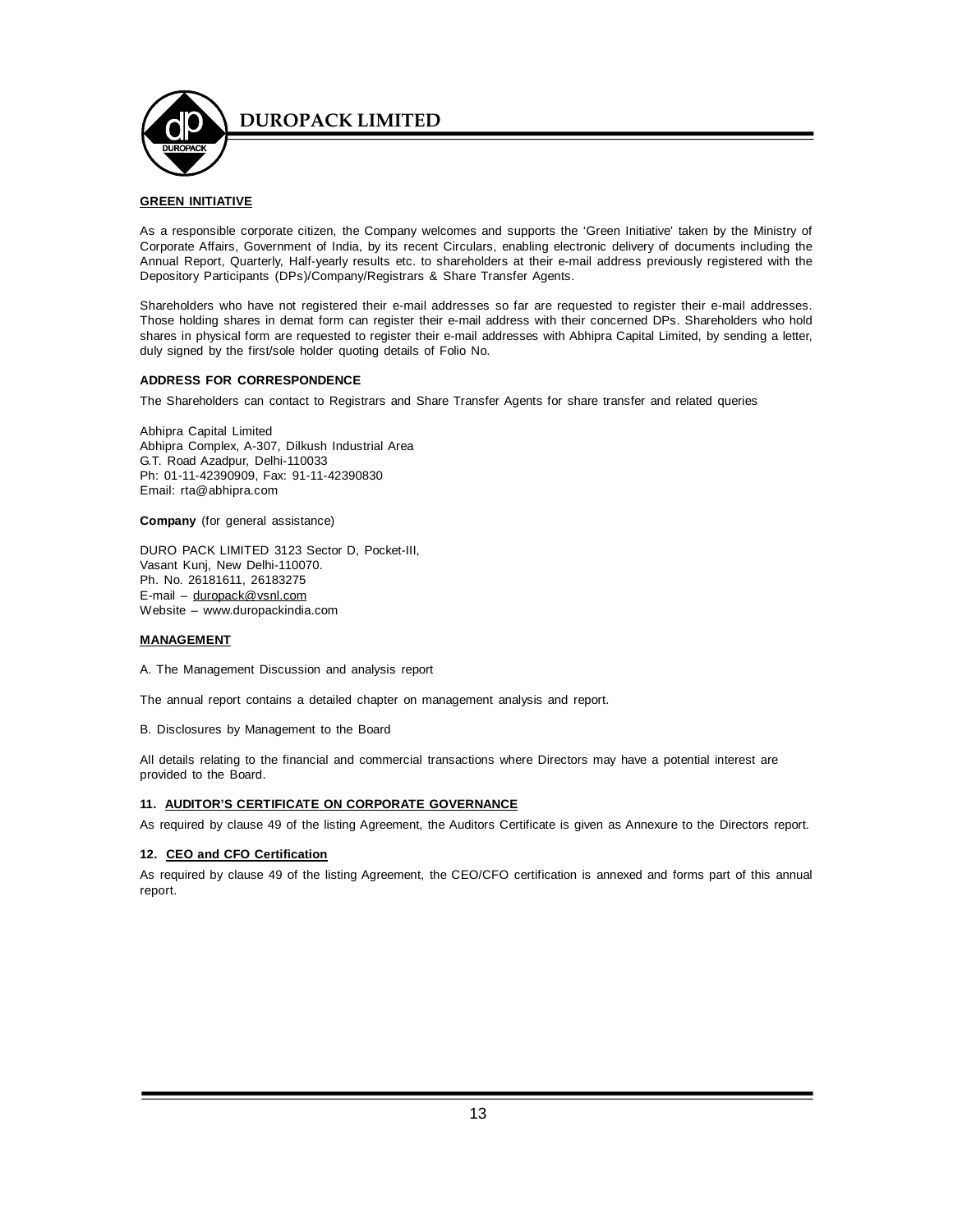### GREEN INITIATIVE

As a responsible corporate citizen, the Company welcomes and supports the 'Green Initiative' taken by the Ministry of Corporate Affairs, Government of India, by its recent Circulars, enabling electronic delivery of documents including the Annual Report, Quarterly, Half-yearly results etc. to shareholders at their e-mail address previously registered with the Depository Participants (DPs)/Company/Registrars & Share Transfer Agents.

Shareholders who have not registered their e-mail addresses so far are requested to register their e-mail addresses. Those holding shares in demat form can register their e-mail address with their concerned DPs. Shareholders who hold shares in physical form are requested to register their e-mail addresses with Abhipra Capital Limited, by sending a letter, duly signed by the first/sole holder quoting details of Folio No.

### ADDRESS FOR CORRESPONDENCE

The Shareholders can contact to Registrars and Share Transfer Agents for share transfer and related queries

Abhipra Capital Limited
Abhipra Complex, A-307, Dilkush Industrial Area
G.T. Road Azadpur, Delhi-110033
Ph: 01-11-42390909, Fax: 91-11-42390830
Email: rta@abhipra.com

**Company** (for general assistance)

DURO PACK LIMITED 3123 Sector D, Pocket-III,
Vasant Kunj, New Delhi-110070.
Ph. No. 26181611, 26183275
E-mail – duropack@vsnl.com
Website – www.duropackindia.com

### MANAGEMENT

A. The Management Discussion and analysis report

The annual report contains a detailed chapter on management analysis and report.

B. Disclosures by Management to the Board

All details relating to the financial and commercial transactions where Directors may have a potential interest are provided to the Board.

### 11. AUDITOR'S CERTIFICATE ON CORPORATE GOVERNANCE

As required by clause 49 of the listing Agreement, the Auditors Certificate is given as Annexure to the Directors report.

### 12. CEO and CFO Certification

As required by clause 49 of the listing Agreement, the CEO/CFO certification is annexed and forms part of this annual report.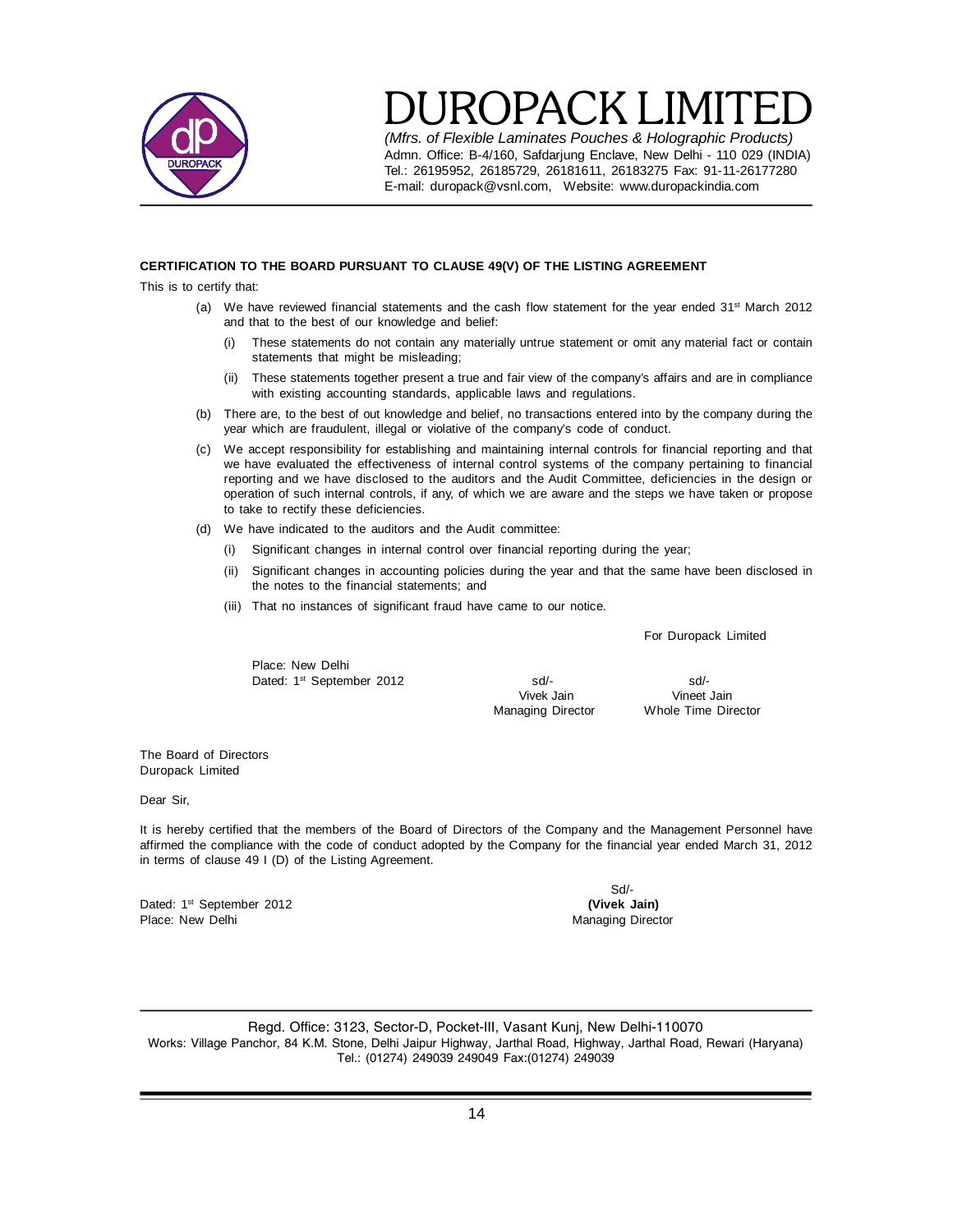# DUROPACK LIMITED

*(Mfrs. of Flexible Laminates Pouches & Holographic Products)*
Admn. Office: B-4/160, Safdarjung Enclave, New Delhi - 110 029 (INDIA)
Tel.: 26195952, 26185729, 26181611, 26183275 Fax: 91-11-26177280
E-mail: duropack@vsnl.com, Website: www.duropackindia.com

**CERTIFICATION TO THE BOARD PURSUANT TO CLAUSE 49(V) OF THE LISTING AGREEMENT**

This is to certify that:

(a) We have reviewed financial statements and the cash flow statement for the year ended 31st March 2012 and that to the best of our knowledge and belief:

   (i) These statements do not contain any materially untrue statement or omit any material fact or contain statements that might be misleading;

   (ii) These statements together present a true and fair view of the company's affairs and are in compliance with existing accounting standards, applicable laws and regulations.

(b) There are, to the best of out knowledge and belief, no transactions entered into by the company during the year which are fraudulent, illegal or violative of the company's code of conduct.

(c) We accept responsibility for establishing and maintaining internal controls for financial reporting and that we have evaluated the effectiveness of internal control systems of the company pertaining to financial reporting and we have disclosed to the auditors and the Audit Committee, deficiencies in the design or operation of such internal controls, if any, of which we are aware and the steps we have taken or propose to take to rectify these deficiencies.

(d) We have indicated to the auditors and the Audit committee:

   (i) Significant changes in internal control over financial reporting during the year;

   (ii) Significant changes in accounting policies during the year and that the same have been disclosed in the notes to the financial statements; and

   (iii) That no instances of significant fraud have came to our notice.

For Duropack Limited

Place: New Delhi
Dated: 1st September 2012

sd/-
Vivek Jain
Managing Director

sd/-
Vineet Jain
Whole Time Director

The Board of Directors
Duropack Limited

Dear Sir,

It is hereby certified that the members of the Board of Directors of the Company and the Management Personnel have affirmed the compliance with the code of conduct adopted by the Company for the financial year ended March 31, 2012 in terms of clause 49 I (D) of the Listing Agreement.

Dated: 1st September 2012
Place: New Delhi

Sd/-
**(Vivek Jain)**
Managing Director

Regd. Office: 3123, Sector-D, Pocket-III, Vasant Kunj, New Delhi-110070
Works: Village Panchor, 84 K.M. Stone, Delhi Jaipur Highway, Jarthal Road, Highway, Jarthal Road, Rewari (Haryana)
Tel.: (01274) 249039 249049 Fax:(01274) 249039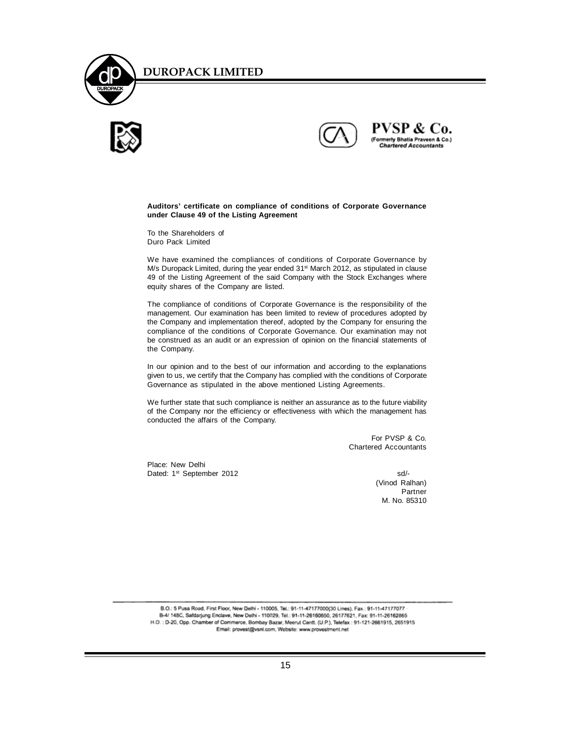**PVSP & Co.**
(Formerly Bhatia Praveen & Co.)
*Chartered Accountants*

**Auditors' certificate on compliance of conditions of Corporate Governance under Clause 49 of the Listing Agreement**

To the Shareholders of
Duro Pack Limited

We have examined the compliances of conditions of Corporate Governance by M/s Duropack Limited, during the year ended 31st March 2012, as stipulated in clause 49 of the Listing Agreement of the said Company with the Stock Exchanges where equity shares of the Company are listed.

The compliance of conditions of Corporate Governance is the responsibility of the management. Our examination has been limited to review of procedures adopted by the Company and implementation thereof, adopted by the Company for ensuring the compliance of the conditions of Corporate Governance. Our examination may not be construed as an audit or an expression of opinion on the financial statements of the Company.

In our opinion and to the best of our information and according to the explanations given to us, we certify that the Company has complied with the conditions of Corporate Governance as stipulated in the above mentioned Listing Agreements.

We further state that such compliance is neither an assurance as to the future viability of the Company nor the efficiency or effectiveness with which the management has conducted the affairs of the Company.

For PVSP & Co.
Chartered Accountants

Place: New Delhi
Dated: 1st September 2012

sd/-
(Vinod Ralhan)
Partner
M. No. 85310

B.O.: 5 Pusa Road, First Floor, New Delhi - 110005, Tel.: 91-11-47177000(30 Lines), Fax.: 91-11-47177077
B-4/ 148C, Safdarjung Enclave, New Delhi - 110029, Tel.: 91-11-26160650, 26177621, Fax: 91-11-26162865
H.O. : D-20, Opp. Chamber of Commerce, Bombay Bazar, Meerut Cantt. (U.P.), Telefax : 91-121-2661915, 2651915
Email: provest@vsnl.com, Website: www.provestment.net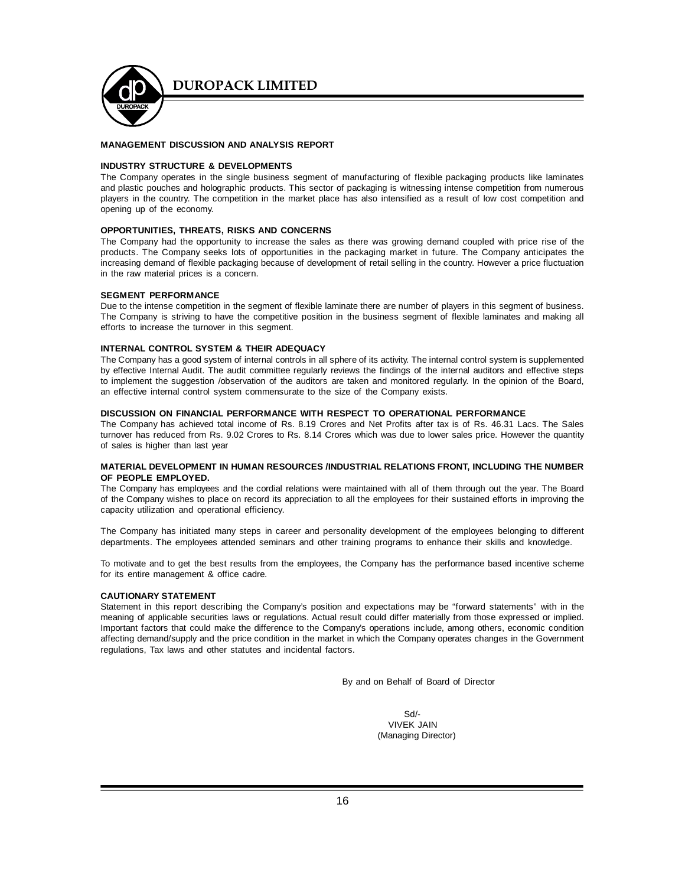## MANAGEMENT DISCUSSION AND ANALYSIS REPORT

### INDUSTRY STRUCTURE & DEVELOPMENTS

The Company operates in the single business segment of manufacturing of flexible packaging products like laminates and plastic pouches and holographic products. This sector of packaging is witnessing intense competition from numerous players in the country. The competition in the market place has also intensified as a result of low cost competition and opening up of the economy.

### OPPORTUNITIES, THREATS, RISKS AND CONCERNS

The Company had the opportunity to increase the sales as there was growing demand coupled with price rise of the products. The Company seeks lots of opportunities in the packaging market in future. The Company anticipates the increasing demand of flexible packaging because of development of retail selling in the country. However a price fluctuation in the raw material prices is a concern.

### SEGMENT PERFORMANCE

Due to the intense competition in the segment of flexible laminate there are number of players in this segment of business. The Company is striving to have the competitive position in the business segment of flexible laminates and making all efforts to increase the turnover in this segment.

### INTERNAL CONTROL SYSTEM & THEIR ADEQUACY

The Company has a good system of internal controls in all sphere of its activity. The internal control system is supplemented by effective Internal Audit. The audit committee regularly reviews the findings of the internal auditors and effective steps to implement the suggestion /observation of the auditors are taken and monitored regularly. In the opinion of the Board, an effective internal control system commensurate to the size of the Company exists.

### DISCUSSION ON FINANCIAL PERFORMANCE WITH RESPECT TO OPERATIONAL PERFORMANCE

The Company has achieved total income of Rs. 8.19 Crores and Net Profits after tax is of Rs. 46.31 Lacs. The Sales turnover has reduced from Rs. 9.02 Crores to Rs. 8.14 Crores which was due to lower sales price. However the quantity of sales is higher than last year

### MATERIAL DEVELOPMENT IN HUMAN RESOURCES /INDUSTRIAL RELATIONS FRONT, INCLUDING THE NUMBER OF PEOPLE EMPLOYED.

The Company has employees and the cordial relations were maintained with all of them through out the year. The Board of the Company wishes to place on record its appreciation to all the employees for their sustained efforts in improving the capacity utilization and operational efficiency.

The Company has initiated many steps in career and personality development of the employees belonging to different departments. The employees attended seminars and other training programs to enhance their skills and knowledge.

To motivate and to get the best results from the employees, the Company has the performance based incentive scheme for its entire management & office cadre.

### CAUTIONARY STATEMENT

Statement in this report describing the Company's position and expectations may be "forward statements" with in the meaning of applicable securities laws or regulations. Actual result could differ materially from those expressed or implied. Important factors that could make the difference to the Company's operations include, among others, economic condition affecting demand/supply and the price condition in the market in which the Company operates changes in the Government regulations, Tax laws and other statutes and incidental factors.

By and on Behalf of Board of Director

Sd/-
VIVEK JAIN
(Managing Director)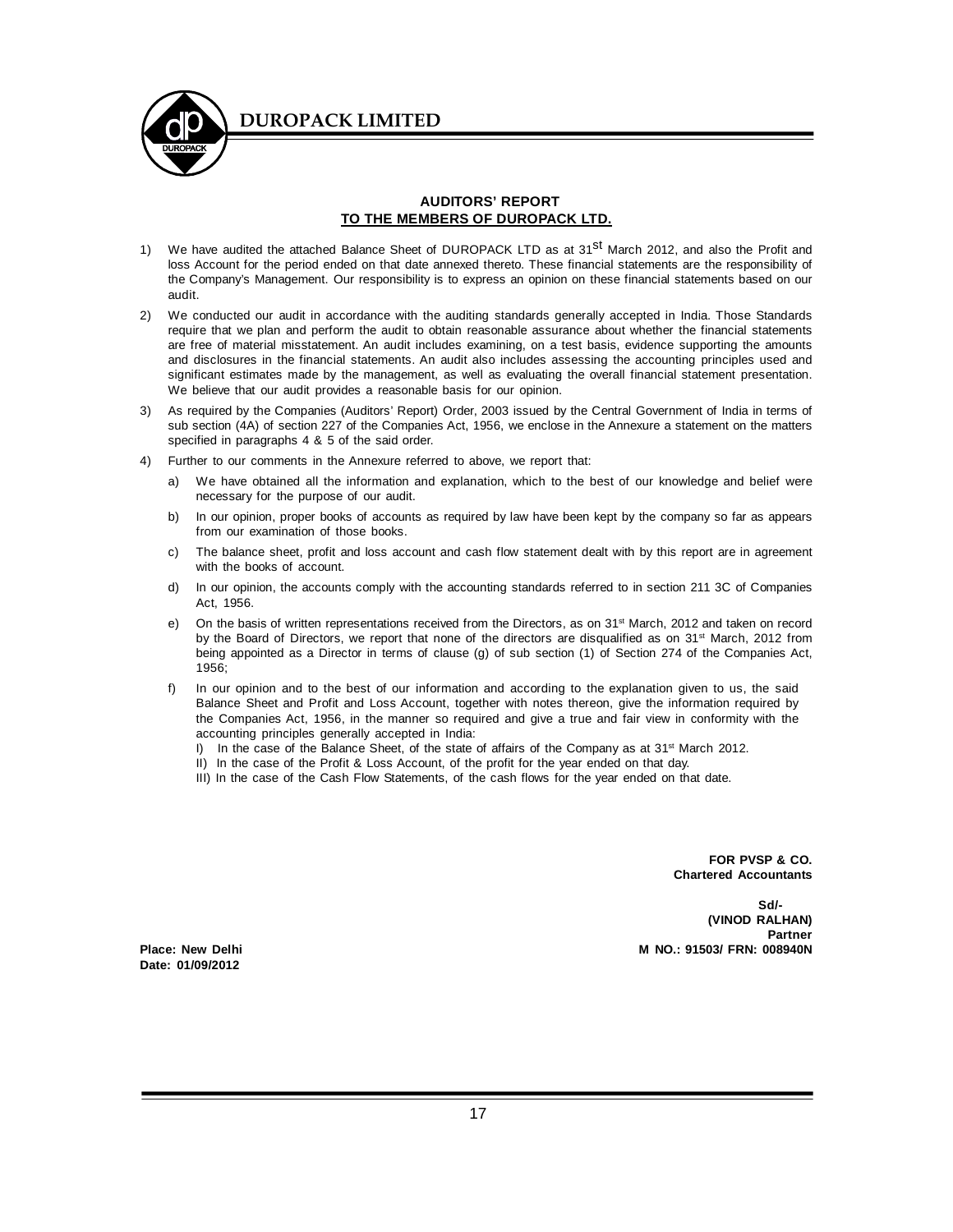## AUDITORS' REPORT
## TO THE MEMBERS OF DUROPACK LTD.

1) We have audited the attached Balance Sheet of DUROPACK LTD as at 31st March 2012, and also the Profit and loss Account for the period ended on that date annexed thereto. These financial statements are the responsibility of the Company's Management. Our responsibility is to express an opinion on these financial statements based on our audit.

2) We conducted our audit in accordance with the auditing standards generally accepted in India. Those Standards require that we plan and perform the audit to obtain reasonable assurance about whether the financial statements are free of material misstatement. An audit includes examining, on a test basis, evidence supporting the amounts and disclosures in the financial statements. An audit also includes assessing the accounting principles used and significant estimates made by the management, as well as evaluating the overall financial statement presentation. We believe that our audit provides a reasonable basis for our opinion.

3) As required by the Companies (Auditors' Report) Order, 2003 issued by the Central Government of India in terms of sub section (4A) of section 227 of the Companies Act, 1956, we enclose in the Annexure a statement on the matters specified in paragraphs 4 & 5 of the said order.

4) Further to our comments in the Annexure referred to above, we report that:

   a) We have obtained all the information and explanation, which to the best of our knowledge and belief were necessary for the purpose of our audit.

   b) In our opinion, proper books of accounts as required by law have been kept by the company so far as appears from our examination of those books.

   c) The balance sheet, profit and loss account and cash flow statement dealt with by this report are in agreement with the books of account.

   d) In our opinion, the accounts comply with the accounting standards referred to in section 211 3C of Companies Act, 1956.

   e) On the basis of written representations received from the Directors, as on 31st March, 2012 and taken on record by the Board of Directors, we report that none of the directors are disqualified as on 31st March, 2012 from being appointed as a Director in terms of clause (g) of sub section (1) of Section 274 of the Companies Act, 1956;

   f) In our opinion and to the best of our information and according to the explanation given to us, the said Balance Sheet and Profit and Loss Account, together with notes thereon, give the information required by the Companies Act, 1956, in the manner so required and give a true and fair view in conformity with the accounting principles generally accepted in India:

      I) In the case of the Balance Sheet, of the state of affairs of the Company as at 31st March 2012.

      II) In the case of the Profit & Loss Account, of the profit for the year ended on that day.

      III) In the case of the Cash Flow Statements, of the cash flows for the year ended on that date.

**FOR PVSP & CO.**
**Chartered Accountants**

**Sd/-**
**(VINOD RALHAN)**
**Partner**
**M NO.: 91503/ FRN: 008940N**

**Place: New Delhi**
**Date: 01/09/2012**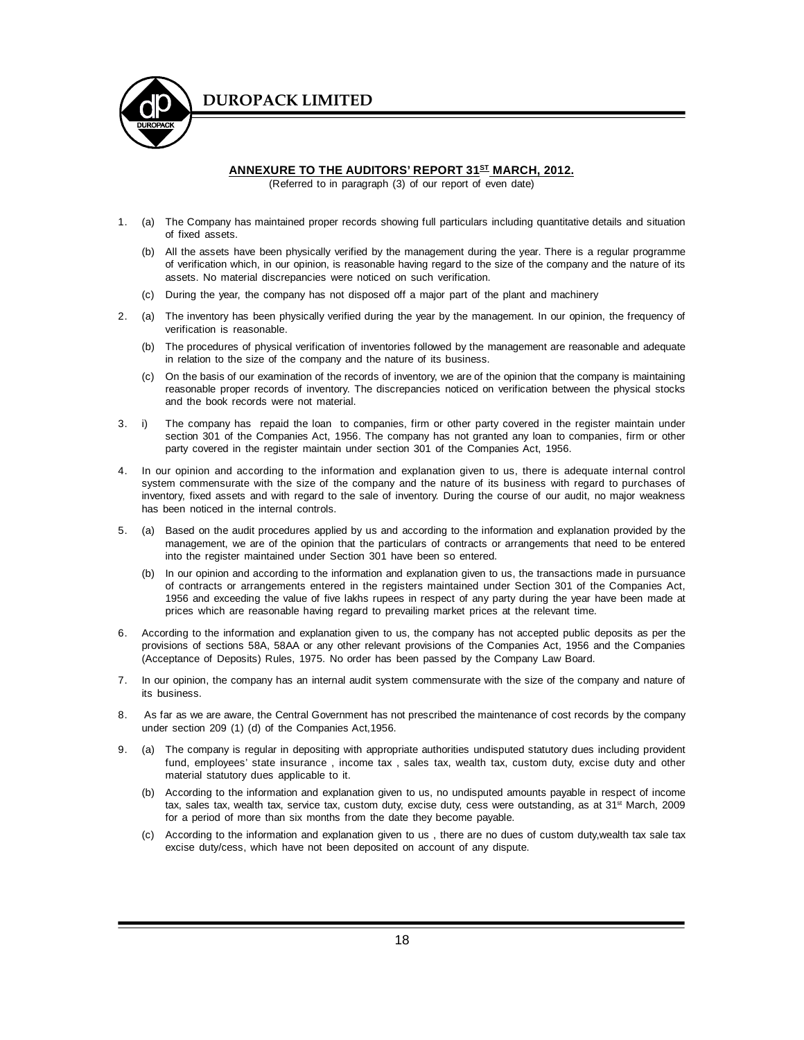## ANNEXURE TO THE AUDITORS' REPORT 31ST MARCH, 2012.

(Referred to in paragraph (3) of our report of even date)

1. (a) The Company has maintained proper records showing full particulars including quantitative details and situation of fixed assets.

   (b) All the assets have been physically verified by the management during the year. There is a regular programme of verification which, in our opinion, is reasonable having regard to the size of the company and the nature of its assets. No material discrepancies were noticed on such verification.

   (c) During the year, the company has not disposed off a major part of the plant and machinery

2. (a) The inventory has been physically verified during the year by the management. In our opinion, the frequency of verification is reasonable.

   (b) The procedures of physical verification of inventories followed by the management are reasonable and adequate in relation to the size of the company and the nature of its business.

   (c) On the basis of our examination of the records of inventory, we are of the opinion that the company is maintaining reasonable proper records of inventory. The discrepancies noticed on verification between the physical stocks and the book records were not material.

3. i) The company has repaid the loan to companies, firm or other party covered in the register maintain under section 301 of the Companies Act, 1956. The company has not granted any loan to companies, firm or other party covered in the register maintain under section 301 of the Companies Act, 1956.

4. In our opinion and according to the information and explanation given to us, there is adequate internal control system commensurate with the size of the company and the nature of its business with regard to purchases of inventory, fixed assets and with regard to the sale of inventory. During the course of our audit, no major weakness has been noticed in the internal controls.

5. (a) Based on the audit procedures applied by us and according to the information and explanation provided by the management, we are of the opinion that the particulars of contracts or arrangements that need to be entered into the register maintained under Section 301 have been so entered.

   (b) In our opinion and according to the information and explanation given to us, the transactions made in pursuance of contracts or arrangements entered in the registers maintained under Section 301 of the Companies Act, 1956 and exceeding the value of five lakhs rupees in respect of any party during the year have been made at prices which are reasonable having regard to prevailing market prices at the relevant time.

6. According to the information and explanation given to us, the company has not accepted public deposits as per the provisions of sections 58A, 58AA or any other relevant provisions of the Companies Act, 1956 and the Companies (Acceptance of Deposits) Rules, 1975. No order has been passed by the Company Law Board.

7. In our opinion, the company has an internal audit system commensurate with the size of the company and nature of its business.

8. As far as we are aware, the Central Government has not prescribed the maintenance of cost records by the company under section 209 (1) (d) of the Companies Act,1956.

9. (a) The company is regular in depositing with appropriate authorities undisputed statutory dues including provident fund, employees' state insurance , income tax , sales tax, wealth tax, custom duty, excise duty and other material statutory dues applicable to it.

   (b) According to the information and explanation given to us, no undisputed amounts payable in respect of income tax, sales tax, wealth tax, service tax, custom duty, excise duty, cess were outstanding, as at 31st March, 2009 for a period of more than six months from the date they become payable.

   (c) According to the information and explanation given to us , there are no dues of custom duty,wealth tax sale tax excise duty/cess, which have not been deposited on account of any dispute.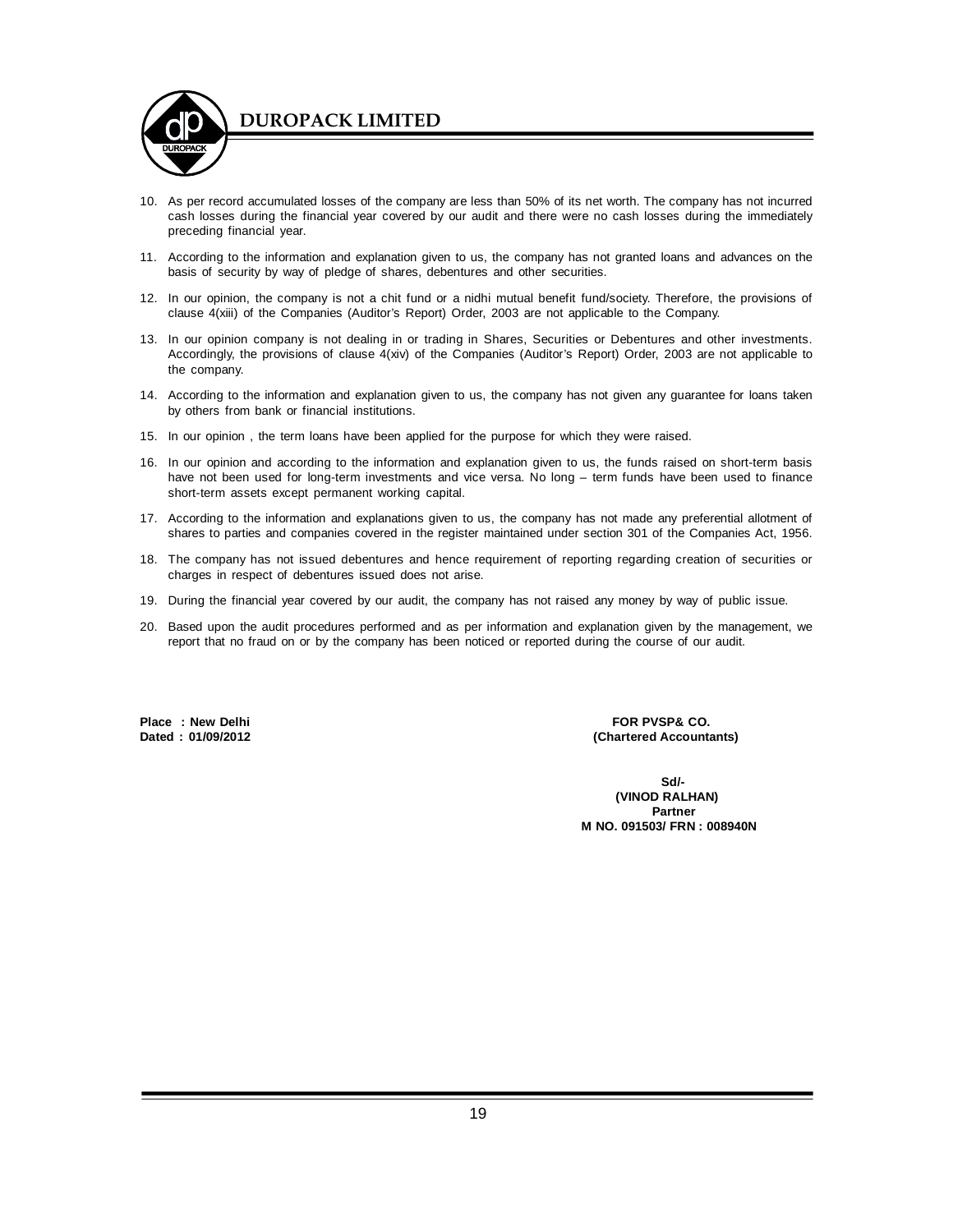10. As per record accumulated losses of the company are less than 50% of its net worth. The company has not incurred cash losses during the financial year covered by our audit and there were no cash losses during the immediately preceding financial year.

11. According to the information and explanation given to us, the company has not granted loans and advances on the basis of security by way of pledge of shares, debentures and other securities.

12. In our opinion, the company is not a chit fund or a nidhi mutual benefit fund/society. Therefore, the provisions of clause 4(xiii) of the Companies (Auditor's Report) Order, 2003 are not applicable to the Company.

13. In our opinion company is not dealing in or trading in Shares, Securities or Debentures and other investments. Accordingly, the provisions of clause 4(xiv) of the Companies (Auditor's Report) Order, 2003 are not applicable to the company.

14. According to the information and explanation given to us, the company has not given any guarantee for loans taken by others from bank or financial institutions.

15. In our opinion , the term loans have been applied for the purpose for which they were raised.

16. In our opinion and according to the information and explanation given to us, the funds raised on short-term basis have not been used for long-term investments and vice versa. No long – term funds have been used to finance short-term assets except permanent working capital.

17. According to the information and explanations given to us, the company has not made any preferential allotment of shares to parties and companies covered in the register maintained under section 301 of the Companies Act, 1956.

18. The company has not issued debentures and hence requirement of reporting regarding creation of securities or charges in respect of debentures issued does not arise.

19. During the financial year covered by our audit, the company has not raised any money by way of public issue.

20. Based upon the audit procedures performed and as per information and explanation given by the management, we report that no fraud on or by the company has been noticed or reported during the course of our audit.

**Place : New Delhi**
**Dated : 01/09/2012**

**FOR PVSP& CO.**
**(Chartered Accountants)**

**Sd/-**
**(VINOD RALHAN)**
**Partner**
**M NO. 091503/ FRN : 008940N**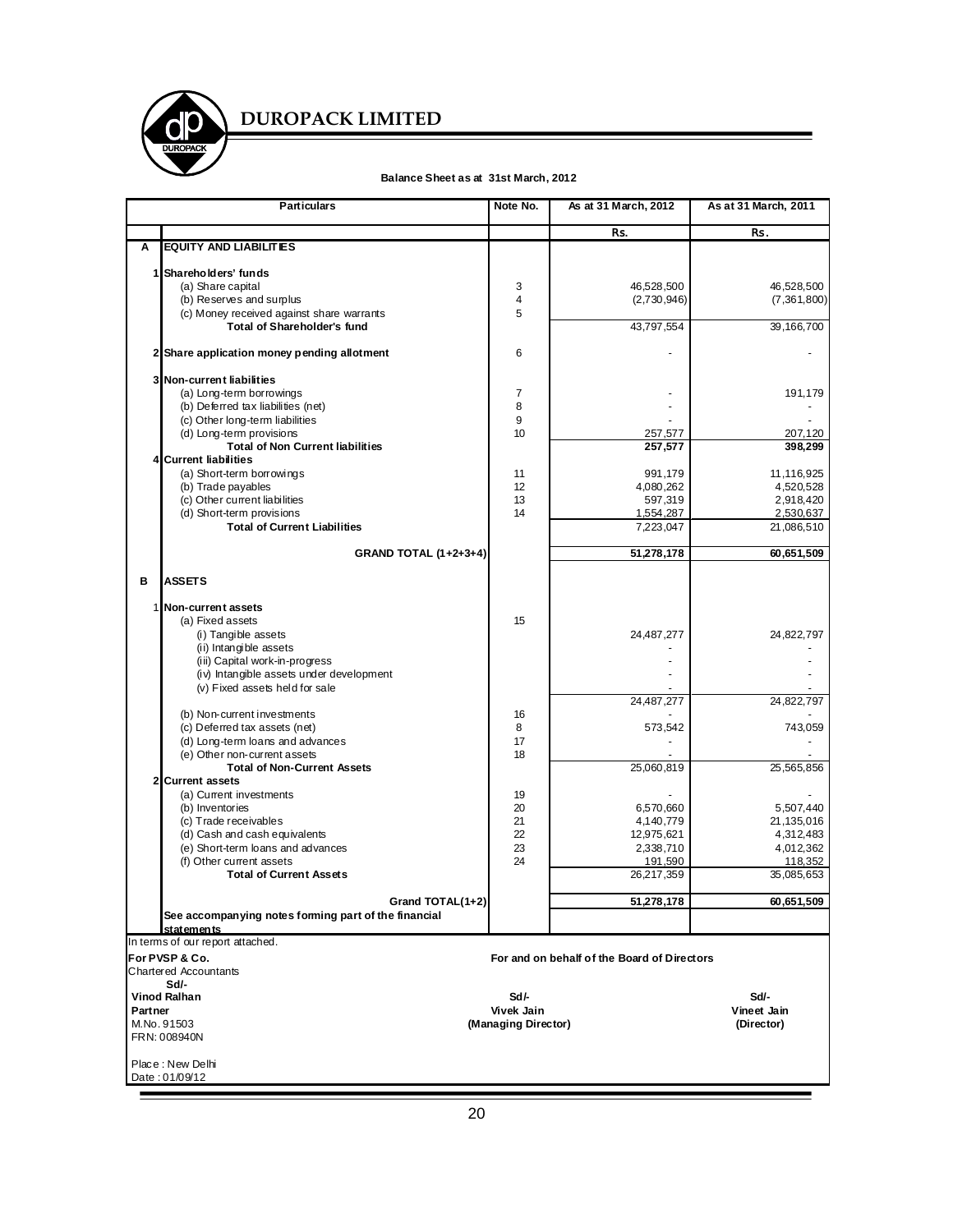# DUROPACK LIMITED

**Balance Sheet as at 31st March, 2012**

| | Particulars | Note No. | As at 31 March, 2012 | As at 31 March, 2011 |
|---|---|---|---|---|
| | | | Rs. | Rs. |
| **A** | **EQUITY AND LIABILITIES** | | | |
| **1** | **Shareholders' funds** | | | |
| | (a) Share capital | 3 | 46,528,500 | 46,528,500 |
| | (b) Reserves and surplus | 4 | (2,730,946) | (7,361,800) |
| | (c) Money received against share warrants | 5 | | |
| | **Total of Shareholder's fund** | | 43,797,554 | 39,166,700 |
| **2** | **Share application money pending allotment** | 6 | - | - |
| **3** | **Non-current liabilities** | | | |
| | (a) Long-term borrowings | 7 | - | 191,179 |
| | (b) Deferred tax liabilities (net) | 8 | - | - |
| | (c) Other long-term liabilities | 9 | - | - |
| | (d) Long-term provisions | 10 | 257,577 | 207,120 |
| | **Total of Non Current liabilities** | | **257,577** | **398,299** |
| **4** | **Current liabilities** | | | |
| | (a) Short-term borrowings | 11 | 991,179 | 11,116,925 |
| | (b) Trade payables | 12 | 4,080,262 | 4,520,528 |
| | (c) Other current liabilities | 13 | 597,319 | 2,918,420 |
| | (d) Short-term provisions | 14 | 1,554,287 | 2,530,637 |
| | **Total of Current Liabilities** | | 7,223,047 | 21,086,510 |
| | **GRAND TOTAL (1+2+3+4)** | | **51,278,178** | **60,651,509** |
| **B** | **ASSETS** | | | |
| **1** | **Non-current assets** | | | |
| | (a) Fixed assets | 15 | | |
| | (i) Tangible assets | | 24,487,277 | 24,822,797 |
| | (ii) Intangible assets | | - | - |
| | (iii) Capital work-in-progress | | - | - |
| | (iv) Intangible assets under development | | - | - |
| | (v) Fixed assets held for sale | | - | - |
| | | | 24,487,277 | 24,822,797 |
| | (b) Non-current investments | 16 | - | |
| | (c) Deferred tax assets (net) | 8 | 573,542 | 743,059 |
| | (d) Long-term loans and advances | 17 | - | - |
| | (e) Other non-current assets | 18 | - | - |
| | **Total of Non-Current Assets** | | 25,060,819 | 25,565,856 |
| **2** | **Current assets** | | | |
| | (a) Current investments | 19 | - | - |
| | (b) Inventories | 20 | 6,570,660 | 5,507,440 |
| | (c) Trade receivables | 21 | 4,140,779 | 21,135,016 |
| | (d) Cash and cash equivalents | 22 | 12,975,621 | 4,312,483 |
| | (e) Short-term loans and advances | 23 | 2,338,710 | 4,012,362 |
| | (f) Other current assets | 24 | 191,590 | 118,352 |
| | **Total of Current Assets** | | 26,217,359 | 35,085,653 |
| | **Grand TOTAL(1+2)** | | **51,278,178** | **60,651,509** |
| | **See accompanying notes forming part of the financial statements** | | | |

In terms of our report attached.

**For PVSP & Co.**
Chartered Accountants

**Sd/-**
**Vinod Ralhan**
**Partner**
M.No. 91503
FRN: 008940N

**For and on behalf of the Board of Directors**

**Sd/-**
**Vivek Jain**
**(Managing Director)**

**Sd/-**
**Vineet Jain**
**(Director)**

Place : New Delhi
Date : 01/09/12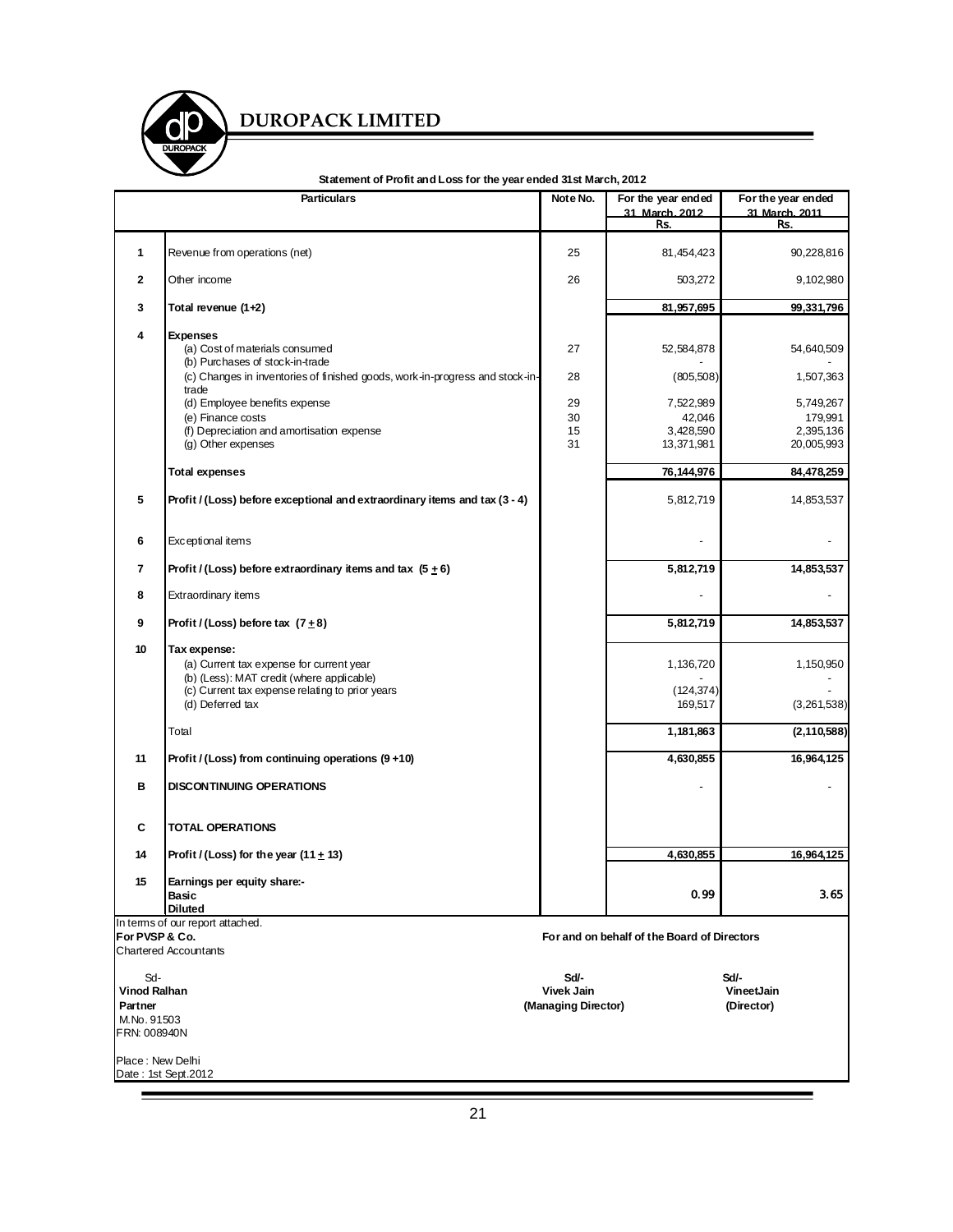# DUROPACK LIMITED

**Statement of Profit and Loss for the year ended 31st March, 2012**

| | Particulars | Note No. | For the year ended 31 March, 2012 Rs. | For the year ended 31 March, 2011 Rs. |
|---|---|---|---|---|
| 1 | Revenue from operations (net) | 25 | 81,454,423 | 90,228,816 |
| 2 | Other income | 26 | 503,272 | 9,102,980 |
| 3 | **Total revenue (1+2)** | | **81,957,695** | **99,331,796** |
| 4 | **Expenses** | | | |
| | (a) Cost of materials consumed | 27 | 52,584,878 | 54,640,509 |
| | (b) Purchases of stock-in-trade | | - | - |
| | (c) Changes in inventories of finished goods, work-in-progress and stock-in-trade | 28 | (805,508) | 1,507,363 |
| | (d) Employee benefits expense | 29 | 7,522,989 | 5,749,267 |
| | (e) Finance costs | 30 | 42,046 | 179,991 |
| | (f) Depreciation and amortisation expense | 15 | 3,428,590 | 2,395,136 |
| | (g) Other expenses | 31 | 13,371,981 | 20,005,993 |
| | **Total expenses** | | **76,144,976** | **84,478,259** |
| 5 | **Profit / (Loss) before exceptional and extraordinary items and tax (3 - 4)** | | 5,812,719 | 14,853,537 |
| 6 | Exceptional items | | - | - |
| 7 | **Profit / (Loss) before extraordinary items and tax (5 ± 6)** | | **5,812,719** | **14,853,537** |
| 8 | Extraordinary items | | - | - |
| 9 | **Profit / (Loss) before tax (7 ± 8)** | | **5,812,719** | **14,853,537** |
| 10 | **Tax expense:** | | | |
| | (a) Current tax expense for current year | | 1,136,720 | 1,150,950 |
| | (b) (Less): MAT credit (where applicable) | | - | - |
| | (c) Current tax expense relating to prior years | | (124,374) | - |
| | (d) Deferred tax | | 169,517 | (3,261,538) |
| | Total | | **1,181,863** | **(2,110,588)** |
| 11 | **Profit / (Loss) from continuing operations (9 +10)** | | **4,630,855** | **16,964,125** |
| B | **DISCONTINUING OPERATIONS** | | - | - |
| C | **TOTAL OPERATIONS** | | | |
| 14 | **Profit / (Loss) for the year (11 ± 13)** | | **4,630,855** | **16,964,125** |
| 15 | **Earnings per equity share:-** | | | |
| | **Basic** | | **0.99** | **3.65** |
| | **Diluted** | | | |

In terms of our report attached.

**For PVSP & Co.**
Chartered Accountants

Sd-
**Vinod Ralhan**
**Partner**
M.No. 91503
FRN: 008940N

Place : New Delhi
Date : 1st Sept.2012

**For and on behalf of the Board of Directors**

**Sd/-**
**Vivek Jain**
**(Managing Director)**

**Sd/-**
**VineetJain**
**(Director)**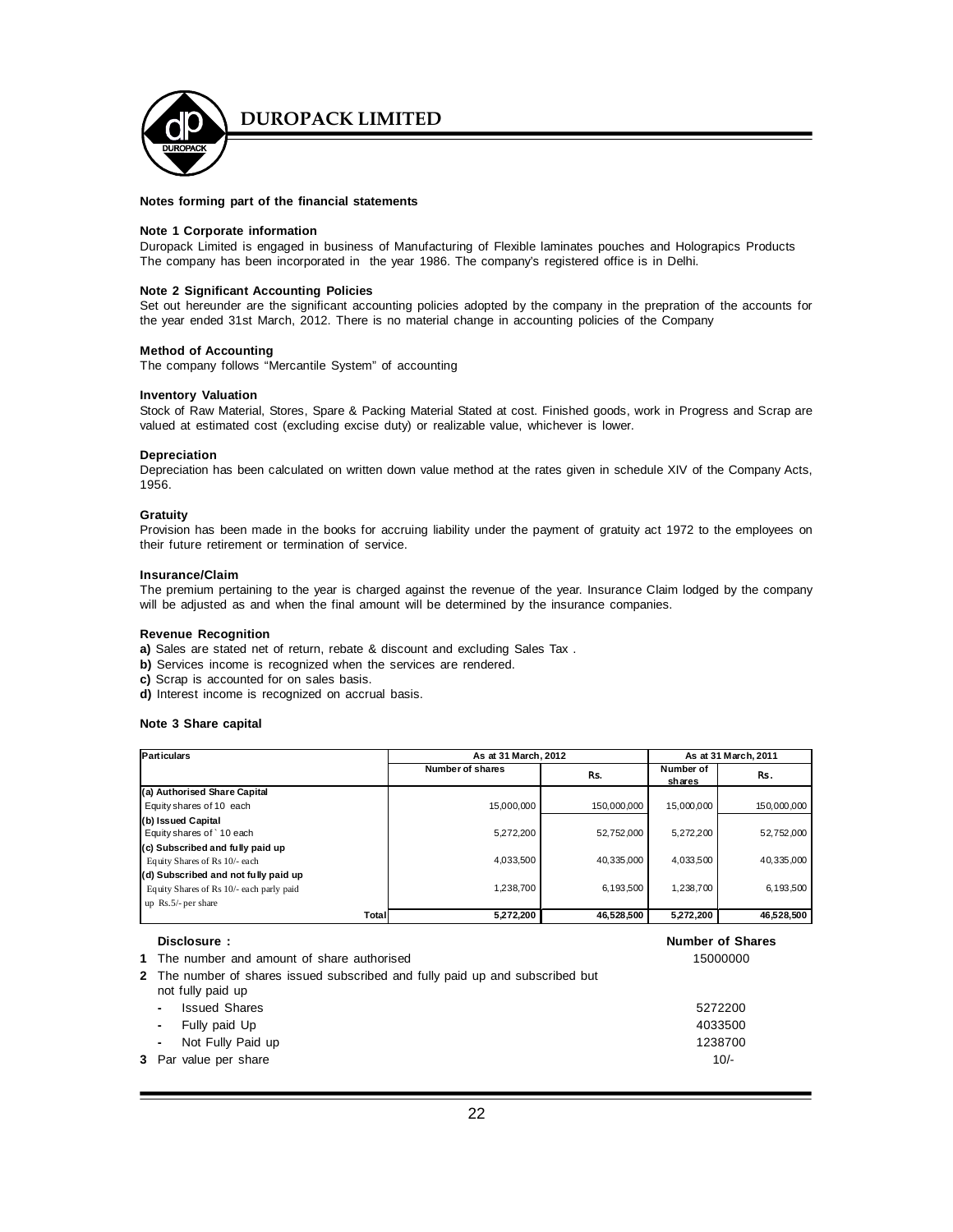# DUROPACK LIMITED

**Notes forming part of the financial statements**

**Note 1 Corporate information**

Duropack Limited is engaged in business of Manufacturing of Flexible laminates pouches and Holograpics Products The company has been incorporated in the year 1986. The company's registered office is in Delhi.

**Note 2 Significant Accounting Policies**

Set out hereunder are the significant accounting policies adopted by the company in the prepration of the accounts for the year ended 31st March, 2012. There is no material change in accounting policies of the Company

**Method of Accounting**

The company follows "Mercantile System" of accounting

**Inventory Valuation**

Stock of Raw Material, Stores, Spare & Packing Material Stated at cost. Finished goods, work in Progress and Scrap are valued at estimated cost (excluding excise duty) or realizable value, whichever is lower.

**Depreciation**

Depreciation has been calculated on written down value method at the rates given in schedule XIV of the Company Acts, 1956.

**Gratuity**

Provision has been made in the books for accruing liability under the payment of gratuity act 1972 to the employees on their future retirement or termination of service.

**Insurance/Claim**

The premium pertaining to the year is charged against the revenue of the year. Insurance Claim lodged by the company will be adjusted as and when the final amount will be determined by the insurance companies.

**Revenue Recognition**

**a)** Sales are stated net of return, rebate & discount and excluding Sales Tax .

**b)** Services income is recognized when the services are rendered.

**c)** Scrap is accounted for on sales basis.

**d)** Interest income is recognized on accrual basis.

**Note 3 Share capital**

| Particulars | As at 31 March, 2012 | | As at 31 March, 2011 | |
|---|---|---|---|---|
| | Number of shares | Rs. | Number of shares | Rs. |
| **(a) Authorised Share Capital** | | | | |
| Equity shares of 10 each | 15,000,000 | 150,000,000 | 15,000,000 | 150,000,000 |
| **(b) Issued Capital** | | | | |
| Equity shares of ` 10 each | 5,272,200 | 52,752,000 | 5,272,200 | 52,752,000 |
| **(c) Subscribed and fully paid up** | | | | |
| Equity Shares of Rs 10/- each | 4,033,500 | 40,335,000 | 4,033,500 | 40,335,000 |
| **(d) Subscribed and not fully paid up** | | | | |
| Equity Shares of Rs 10/- each parly paid up Rs.5/- per share | 1,238,700 | 6,193,500 | 1,238,700 | 6,193,500 |
| **Total** | **5,272,200** | **46,528,500** | **5,272,200** | **46,528,500** |

| **Disclosure :** | **Number of Shares** |
|---|---|
| **1** The number and amount of share authorised | 15000000 |
| **2** The number of shares issued subscribed and fully paid up and subscribed but not fully paid up | |
| - Issued Shares | 5272200 |
| - Fully paid Up | 4033500 |
| - Not Fully Paid up | 1238700 |
| **3** Par value per share | 10/- |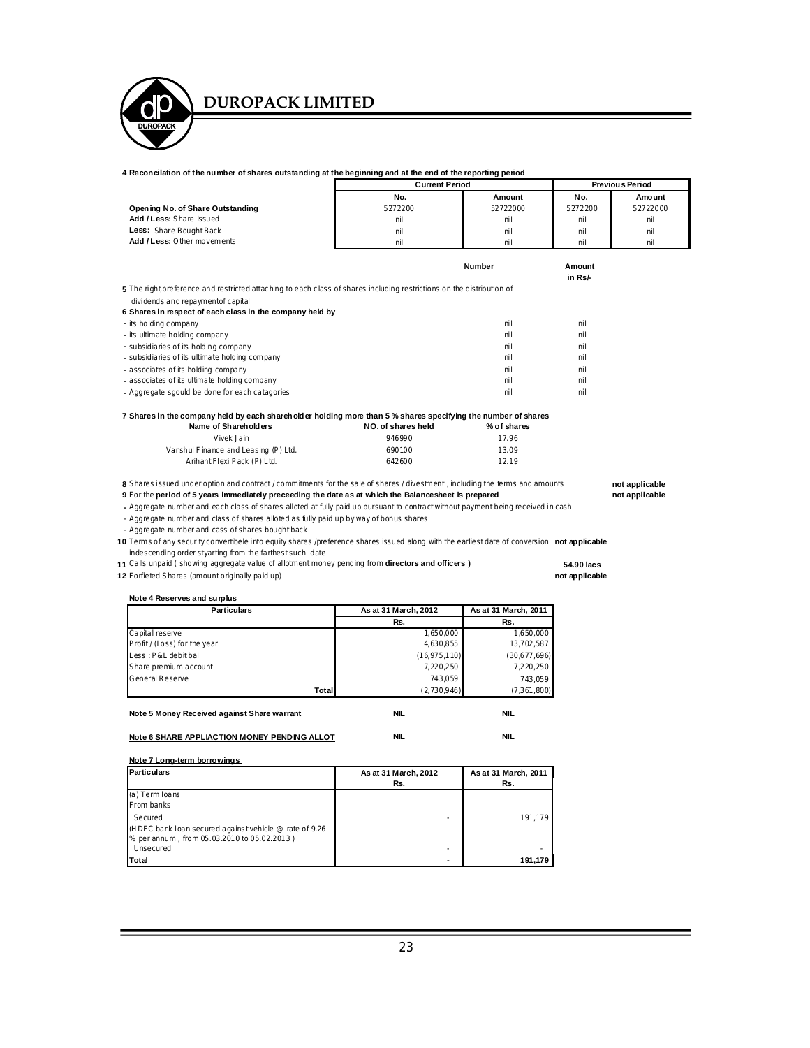**4 Reconcilation of the number of shares outstanding at the beginning and at the end of the reporting period**

| | Current Period | | Previous Period | |
|---|---|---|---|---|
| | No. | Amount | No. | Amount |
| **Opening No. of Share Outstanding** | 5272200 | 52722000 | 5272200 | 52722000 |
| **Add / Less:** Share Issued | nil | nil | nil | nil |
| **Less:** Share Bought Back | nil | nil | nil | nil |
| **Add / Less:** Other movements | nil | nil | nil | nil |

| | Number | Amount in Rs/- |
|---|---|---|
| **5** The right,preference and restricted attaching to each class of shares including restrictions on the distribution of dividends and repaymentof capital | | |
| **6 Shares in respect of each class in the company held by** | | |
| - its holding company | nil | nil |
| - its ultimate holding company | nil | nil |
| - subsidiaries of its holding company | nil | nil |
| - subsidiaries of its ultimate holding company | nil | nil |
| - associates of its holding company | nil | nil |
| - associates of its ultimate holding company | nil | nil |
| - Aggregate sgould be done for each catagories | nil | nil |

**7 Shares in the company held by each shareholder holding more than 5 % shares specifying the number of shares**

| Name of Shareholders | NO. of shares held | % of shares |
|---|---|---|
| Vivek Jain | 946990 | 17.96 |
| Vanshul Finance and Leasing (P) Ltd. | 690100 | 13.09 |
| Arihant Flexi Pack (P) Ltd. | 642600 | 12.19 |

**8** Shares issued under option and contract / commitments for the sale of shares / divestment , including the terms and amounts — **not applicable**

**9** For the **period of 5 years immediately preceeding the date as at which the Balancesheet is prepared** — **not applicable**

- Aggregate number and each class of shares alloted at fully paid up pursuant to contract without payment being received in cash
- Aggregate number and class of shares alloted as fully paid up by way of bonus shares
- Aggregate number and cass of shares bought back

**10** Terms of any security convertibele into equity shares /preference shares issued along with the earliest date of conversion indescending order styarting from the farthest such date — **not applicable**

**11** Calls unpaid ( showing aggregate value of allotment money pending from **directors and officers )** — **54.90 lacs**

**12** Forfieted Shares (amount originally paid up) — **not applicable**

**Note 4 Reserves and surplus**

| Particulars | As at 31 March, 2012 | As at 31 March, 2011 |
|---|---|---|
| | Rs. | Rs. |
| Capital reserve | 1,650,000 | 1,650,000 |
| Profit / (Loss) for the year | 4,630,855 | 13,702,587 |
| Less : P&L debit bal | (16,975,110) | (30,677,696) |
| Share premium account | 7,220,250 | 7,220,250 |
| General Reserve | 743,059 | 743,059 |
| **Total** | (2,730,946) | (7,361,800) |

| | | |
|---|---|---|
| **Note 5 Money Received against Share warrant** | NIL | NIL |
| **Note 6 SHARE APPLIACTION MONEY PENDING ALLOT** | NIL | NIL |

**Note 7 Long-term borrowings**

| Particulars | As at 31 March, 2012 | As at 31 March, 2011 |
|---|---|---|
| | Rs. | Rs. |
| (a) Term loans | | |
| From banks | | |
| Secured | - | 191,179 |
| (HDFC bank loan secured against vehicle @ rate of 9.26 % per annum , from 05.03.2010 to 05.02.2013 ) | | |
| Unsecured | - | - |
| **Total** | **-** | **191,179** |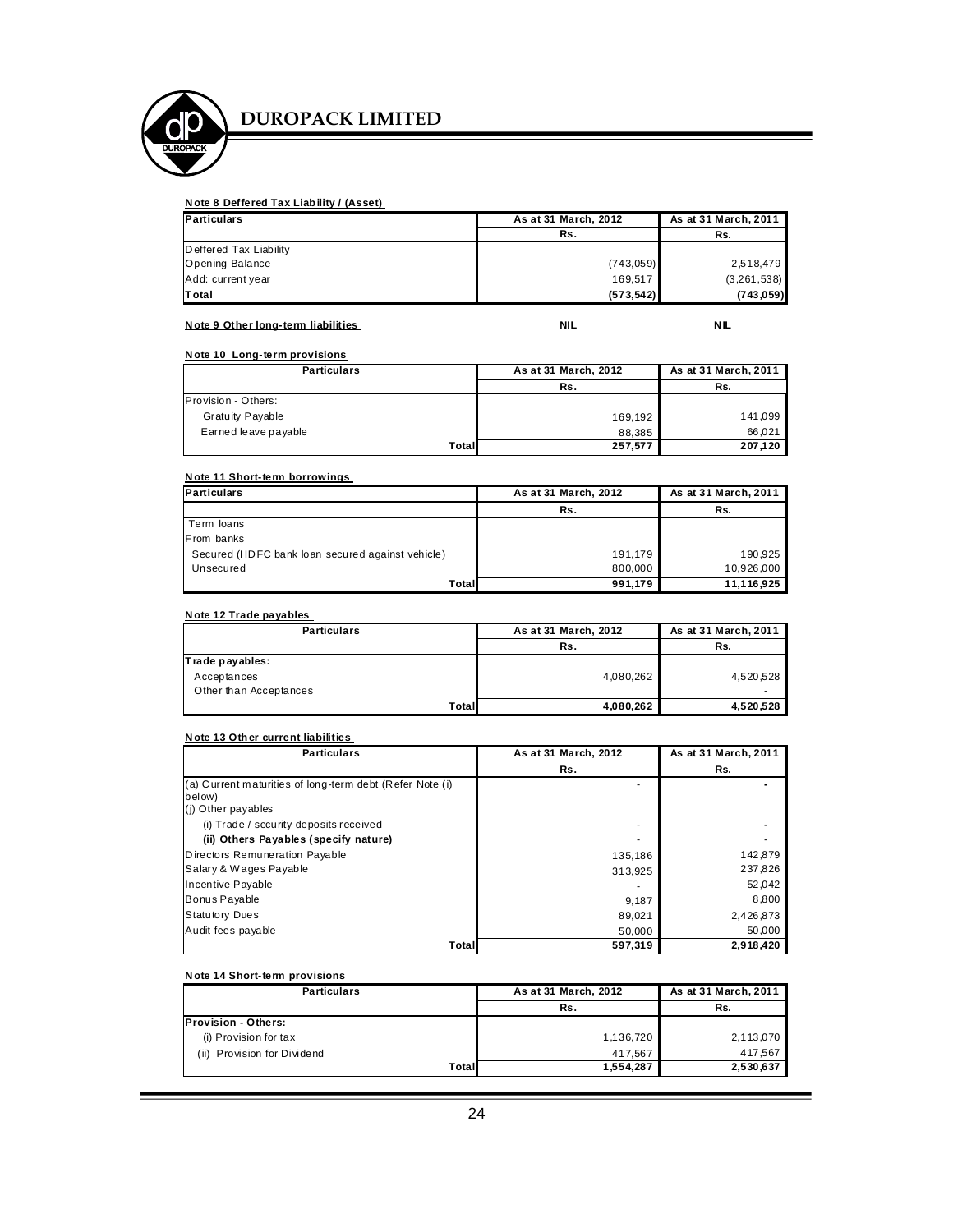# DUROPACK LIMITED

**Note 8 Deffered Tax Liability / (Asset)**

| Particulars | As at 31 March, 2012 | As at 31 March, 2011 |
|---|---|---|
| | Rs. | Rs. |
| Deffered Tax Liability | | |
| Opening Balance | (743,059) | 2,518,479 |
| Add: current year | 169,517 | (3,261,538) |
| **Total** | **(573,542)** | **(743,059)** |

**Note 9 Other long-term liabilities** NIL NIL

**Note 10 Long-term provisions**

| Particulars | As at 31 March, 2012 | As at 31 March, 2011 |
|---|---|---|
| | Rs. | Rs. |
| Provision - Others: | | |
| Gratuity Payable | 169,192 | 141,099 |
| Earned leave payable | 88,385 | 66,021 |
| Total | 257,577 | 207,120 |

**Note 11 Short-term borrowings**

| Particulars | As at 31 March, 2012 | As at 31 March, 2011 |
|---|---|---|
| | Rs. | Rs. |
| Term loans | | |
| From banks | | |
| Secured (HDFC bank loan secured against vehicle) | 191,179 | 190,925 |
| Unsecured | 800,000 | 10,926,000 |
| Total | 991,179 | 11,116,925 |

**Note 12 Trade payables**

| Particulars | As at 31 March, 2012 | As at 31 March, 2011 |
|---|---|---|
| | Rs. | Rs. |
| **Trade payables:** | | |
| Acceptances | 4,080,262 | 4,520,528 |
| Other than Acceptances | | - |
| Total | 4,080,262 | 4,520,528 |

**Note 13 Other current liabilities**

| Particulars | As at 31 March, 2012 | As at 31 March, 2011 |
|---|---|---|
| | Rs. | Rs. |
| (a) Current maturities of long-term debt (Refer Note (i) below) | - | - |
| (j) Other payables | | |
| (i) Trade / security deposits received | - | - |
| **(ii) Others Payables (specify nature)** | - | - |
| Directors Remuneration Payable | 135,186 | 142,879 |
| Salary & Wages Payable | 313,925 | 237,826 |
| Incentive Payable | - | 52,042 |
| Bonus Payable | 9,187 | 8,800 |
| Statutory Dues | 89,021 | 2,426,873 |
| Audit fees payable | 50,000 | 50,000 |
| Total | 597,319 | 2,918,420 |

**Note 14 Short-term provisions**

| Particulars | As at 31 March, 2012 | As at 31 March, 2011 |
|---|---|---|
| | Rs. | Rs. |
| **Provision - Others:** | | |
| (i) Provision for tax | 1,136,720 | 2,113,070 |
| (ii) Provision for Dividend | 417,567 | 417,567 |
| Total | 1,554,287 | 2,530,637 |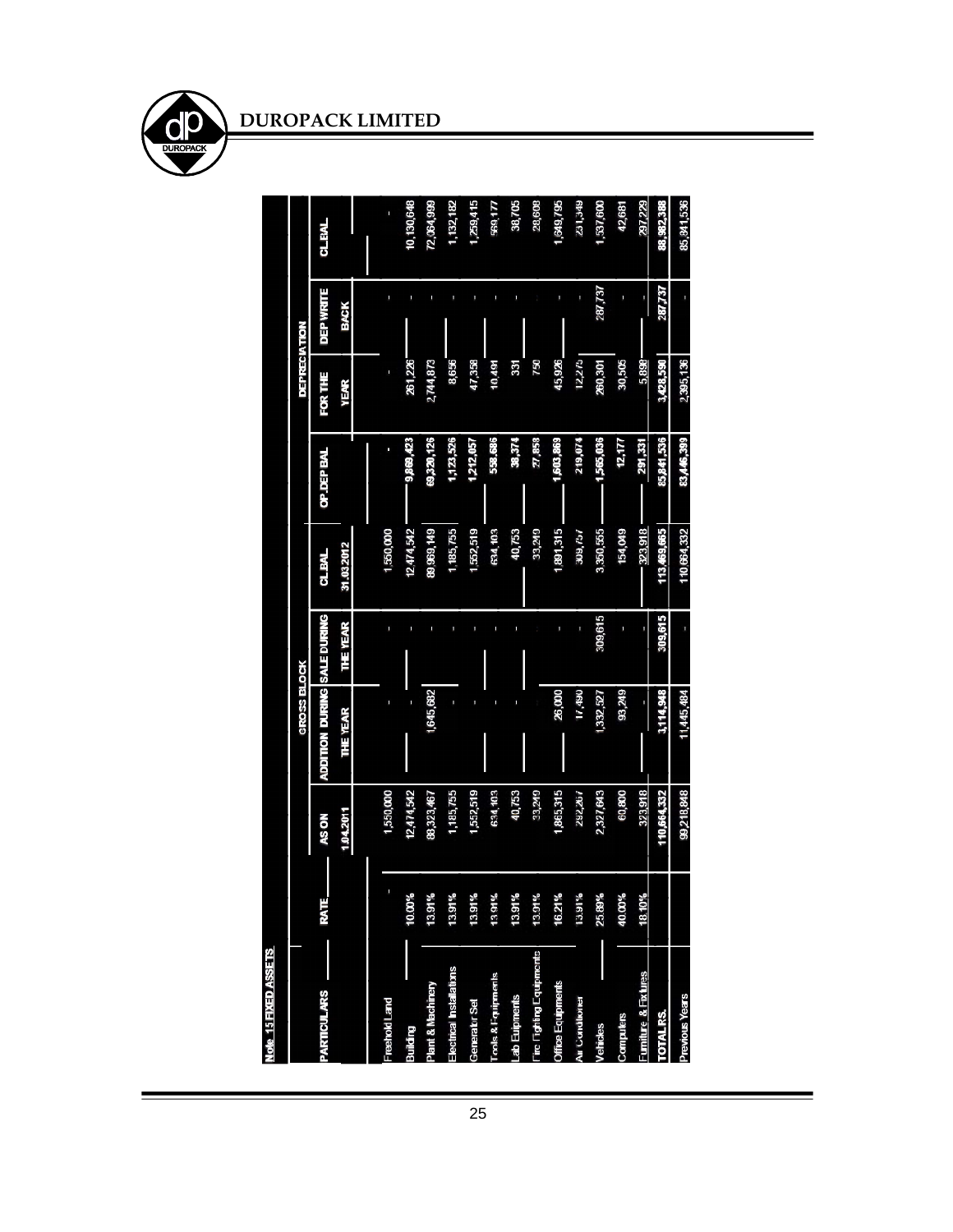## Note 15 FIXED ASSETS

| PARTICULARS | RATE | GROSS BLOCK | | | | DEPRECIATION | | | | |
|---|---|---|---|---|---|---|---|---|---|---|
| | | AS ON 1.04.2011 | ADDITION DURING THE YEAR | SALE DURING THE YEAR | CL.BAL 31.03.2012 | OP.DEP BAL | FOR THE YEAR | DEP WRITE BACK | CL.BAL | |
| Freehold Land | - | 1,550,000 | - | - | 1,550,000 | - | - | - | - | |
| Building | 10.00% | 12,474,542 | - | - | 12,474,542 | 9,869,423 | 261,226 | - | 10,130,648 | |
| Plant & Machinery | 13.91% | 88,323,467 | 1,645,682 | - | 89,969,149 | 69,320,126 | 2,744,873 | - | 72,064,999 | |
| Electrical Installations | 13.91% | 1,185,755 | - | - | 1,185,755 | 1,123,526 | 8,656 | - | 1,132,182 | |
| Generator Set | 13.91% | 1,552,519 | - | - | 1,552,519 | 1,212,057 | 47,358 | - | 1,259,415 | |
| Tools & Equipments | 13.91% | 634,103 | - | - | 634,103 | 558,686 | 10,491 | - | 569,177 | |
| Lab Euipments | 13.91% | 40,753 | - | - | 40,753 | 38,374 | 331 | - | 38,705 | |
| Fire Fighting Equipments | 13.91% | 33,249 | - | - | 33,249 | 27,858 | 750 | - | 28,608 | |
| Office Equipments | 16.21% | 1,865,315 | 26,000 | - | 1,891,315 | 1,603,869 | 45,926 | - | 1,649,795 | |
| Air Conditioner | 13.91% | 292,267 | 17,490 | - | 309,757 | 219,074 | 12,275 | - | 231,349 | |
| Vehicles | 25.89% | 2,327,643 | 1,332,527 | 309,615 | 3,350,555 | 1,565,036 | 260,301 | 287,737 | 1,537,600 | |
| Computers | 40.00% | 60,800 | 93,249 | - | 154,049 | 12,177 | 30,505 | - | 42,681 | |
| Furniture & Fixtures | 18.10% | 323,918 | - | - | 323,918 | 291,331 | 5,898 | - | 297,229 | |
| **TOTAL RS.** | | **110,664,332** | **3,114,948** | **309,615** | **113,469,665** | **85,841,536** | **3,428,590** | **287,737** | **88,982,388** | |
| Previous Years | | 99,218,848 | 11,445,484 | - | 110,664,332 | 83,446,399 | 2,395,136 | - | 85,841,536 | |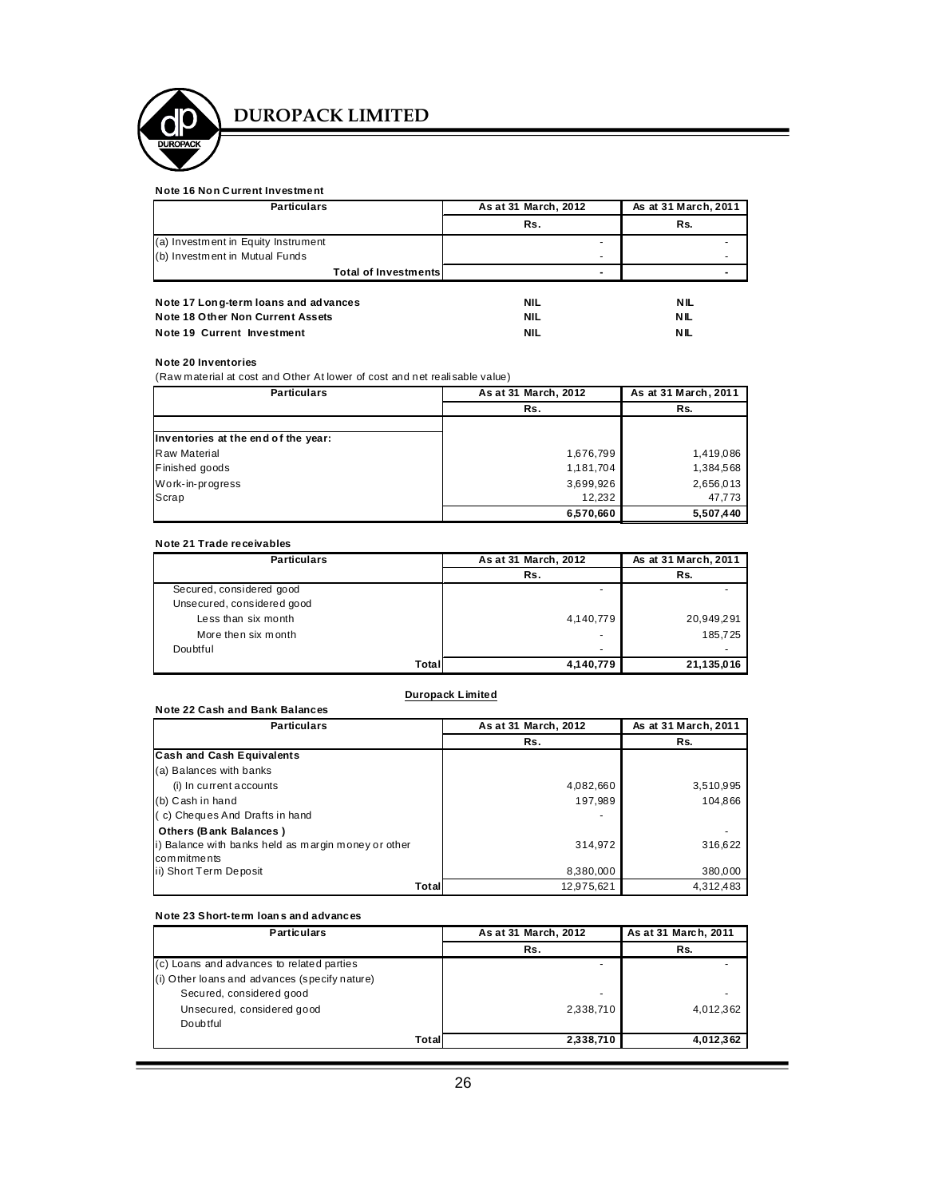# DUROPACK LIMITED

**Note 16 Non Current Investment**

| Particulars | As at 31 March, 2012 | As at 31 March, 2011 |
|---|---|---|
| | Rs. | Rs. |
| (a) Investment in Equity Instrument | - | - |
| (b) Investment in Mutual Funds | - | - |
| **Total of Investments** | **-** | **-** |

| | | |
|---|---|---|
| **Note 17 Long-term loans and advances** | **NIL** | **NIL** |
| **Note 18 Other Non Current Assets** | **NIL** | **NIL** |
| **Note 19 Current Investment** | **NIL** | **NIL** |

**Note 20 Inventories**

(Raw material at cost and Other At lower of cost and net realisable value)

| Particulars | As at 31 March, 2012 | As at 31 March, 2011 |
|---|---|---|
| | Rs. | Rs. |
| | | |
| **Inventories at the end of the year:** | | |
| Raw Material | 1,676,799 | 1,419,086 |
| Finished goods | 1,181,704 | 1,384,568 |
| Work-in-progress | 3,699,926 | 2,656,013 |
| Scrap | 12,232 | 47,773 |
| | **6,570,660** | **5,507,440** |

**Note 21 Trade receivables**

| Particulars | As at 31 March, 2012 | As at 31 March, 2011 |
|---|---|---|
| | Rs. | Rs. |
| Secured, considered good | - | - |
| Unsecured, considered good | | |
| Less than six month | 4,140,779 | 20,949,291 |
| More then six month | - | 185,725 |
| Doubtful | - | - |
| **Total** | **4,140,779** | **21,135,016** |

**Duropack Limited**

**Note 22 Cash and Bank Balances**

| Particulars | As at 31 March, 2012 | As at 31 March, 2011 |
|---|---|---|
| | Rs. | Rs. |
| **Cash and Cash Equivalents** | | |
| (a) Balances with banks | | |
| (i) In current accounts | 4,082,660 | 3,510,995 |
| (b) Cash in hand | 197,989 | 104,866 |
| ( c) Cheques And Drafts in hand | - | |
| **Others (Bank Balances )** | | - |
| i) Balance with banks held as margin money or other commitments | 314,972 | 316,622 |
| ii) Short Term Deposit | 8,380,000 | 380,000 |
| **Total** | 12,975,621 | 4,312,483 |

**Note 23 Short-term loans and advances**

| Particulars | As at 31 March, 2012 | As at 31 March, 2011 |
|---|---|---|
| | Rs. | Rs. |
| (c) Loans and advances to related parties | - | - |
| (i) Other loans and advances (specify nature) | | |
| Secured, considered good | - | - |
| Unsecured, considered good | 2,338,710 | 4,012,362 |
| Doubtful | | |
| **Total** | **2,338,710** | **4,012,362** |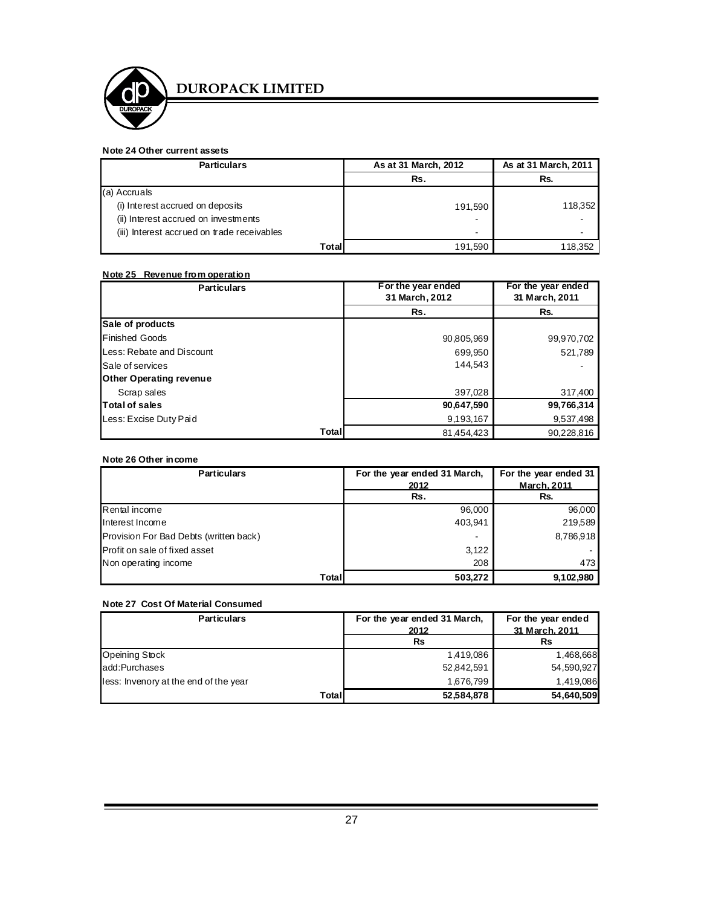**Note 24 Other current assets**

| Particulars | As at 31 March, 2012 | As at 31 March, 2011 |
|---|---|---|
| | Rs. | Rs. |
| (a) Accruals | | |
| (i) Interest accrued on deposits | 191,590 | 118,352 |
| (ii) Interest accrued on investments | - | - |
| (iii) Interest accrued on trade receivables | - | - |
| Total | 191,590 | 118,352 |

**Note 25 Revenue from operation**

| Particulars | For the year ended 31 March, 2012 | For the year ended 31 March, 2011 |
|---|---|---|
| | Rs. | Rs. |
| **Sale of products** | | |
| Finished Goods | 90,805,969 | 99,970,702 |
| Less: Rebate and Discount | 699,950 | 521,789 |
| Sale of services | 144,543 | - |
| **Other Operating revenue** | | |
| Scrap sales | 397,028 | 317,400 |
| **Total of sales** | **90,647,590** | **99,766,314** |
| Less: Excise Duty Paid | 9,193,167 | 9,537,498 |
| Total | 81,454,423 | 90,228,816 |

**Note 26 Other income**

| Particulars | For the year ended 31 March, 2012 | For the year ended 31 March, 2011 |
|---|---|---|
| | Rs. | Rs. |
| Rental income | 96,000 | 96,000 |
| Interest Income | 403,941 | 219,589 |
| Provision For Bad Debts (written back) | - | 8,786,918 |
| Profit on sale of fixed asset | 3,122 | - |
| Non operating income | 208 | 473 |
| Total | **503,272** | **9,102,980** |

**Note 27 Cost Of Material Consumed**

| Particulars | For the year ended 31 March, 2012 | For the year ended 31 March, 2011 |
|---|---|---|
| | Rs | Rs |
| Opeining Stock | 1,419,086 | 1,468,668 |
| add:Purchases | 52,842,591 | 54,590,927 |
| less: Invenory at the end of the year | 1,676,799 | 1,419,086 |
| Total | **52,584,878** | **54,640,509** |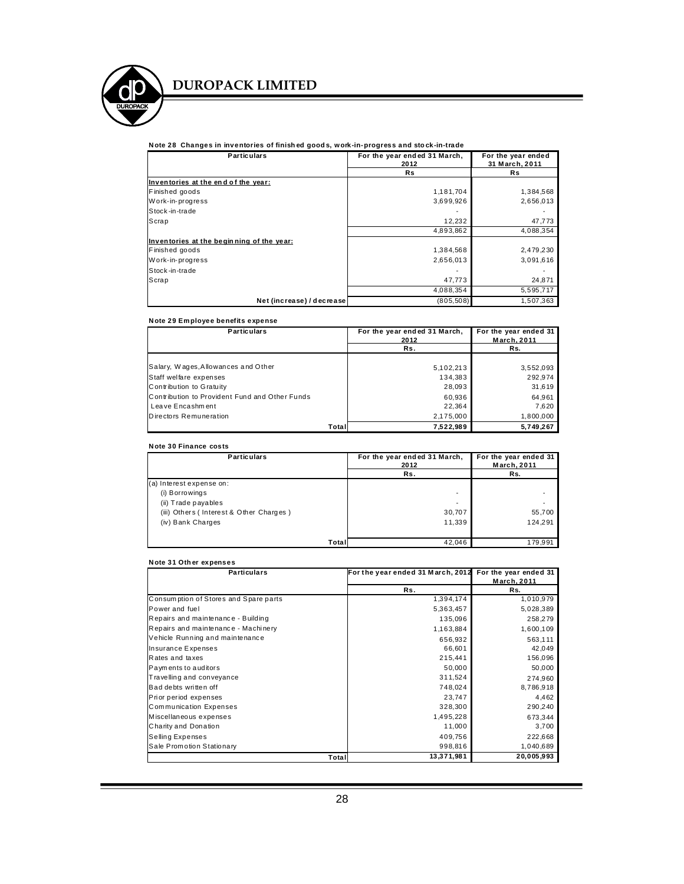**Note 28 Changes in inventories of finished goods, work-in-progress and stock-in-trade**

| Particulars | For the year ended 31 March, 2012 | For the year ended 31 March, 2011 |
|---|---|---|
| | Rs | Rs |
| Inventories at the end of the year: | | |
| Finished goods | 1,181,704 | 1,384,568 |
| Work-in-progress | 3,699,926 | 2,656,013 |
| Stock-in-trade | - | - |
| Scrap | 12,232 | 47,773 |
| | 4,893,862 | 4,088,354 |
| Inventories at the beginning of the year: | | |
| Finished goods | 1,384,568 | 2,479,230 |
| Work-in-progress | 2,656,013 | 3,091,616 |
| Stock-in-trade | - | - |
| Scrap | 47,773 | 24,871 |
| | 4,088,354 | 5,595,717 |
| Net (increase) / decrease | (805,508) | 1,507,363 |

**Note 29 Employee benefits expense**

| Particulars | For the year ended 31 March, 2012 | For the year ended 31 March, 2011 |
|---|---|---|
| | Rs. | Rs. |
| Salary, Wages,Allowances and Other | 5,102,213 | 3,552,093 |
| Staff welfare expenses | 134,383 | 292,974 |
| Contribution to Gratuity | 28,093 | 31,619 |
| Contribution to Provident Fund and Other Funds | 60,936 | 64,961 |
| Leave Encashment | 22,364 | 7,620 |
| Directors Remuneration | 2,175,000 | 1,800,000 |
| **Total** | **7,522,989** | **5,749,267** |

**Note 30 Finance costs**

| Particulars | For the year ended 31 March, 2012 | For the year ended 31 March, 2011 |
|---|---|---|
| | Rs. | Rs. |
| (a) Interest expense on: | | |
| (i) Borrowings | - | - |
| (ii) Trade payables | - | - |
| (iii) Others ( Interest & Other Charges ) | 30,707 | 55,700 |
| (iv) Bank Charges | 11,339 | 124,291 |
| Total | 42,046 | 179,991 |

**Note 31 Other expenses**

| Particulars | For the year ended 31 March, 2012 | For the year ended 31 March, 2011 |
|---|---|---|
| | Rs. | Rs. |
| Consumption of Stores and Spare parts | 1,394,174 | 1,010,979 |
| Power and fuel | 5,363,457 | 5,028,389 |
| Repairs and maintenance - Building | 135,096 | 258,279 |
| Repairs and maintenance - Machinery | 1,163,884 | 1,600,109 |
| Vehicle Running and maintenance | 656,932 | 563,111 |
| Insurance Expenses | 66,601 | 42,049 |
| Rates and taxes | 215,441 | 156,096 |
| Payments to auditors | 50,000 | 50,000 |
| Travelling and conveyance | 311,524 | 274,960 |
| Bad debts written off | 748,024 | 8,786,918 |
| Prior period expenses | 23,747 | 4,462 |
| Communication Expenses | 328,300 | 290,240 |
| Miscellaneous expenses | 1,495,228 | 673,344 |
| Charity and Donation | 11,000 | 3,700 |
| Selling Expenses | 409,756 | 222,668 |
| Sale Promotion Stationary | 998,816 | 1,040,689 |
| **Total** | **13,371,981** | **20,005,993** |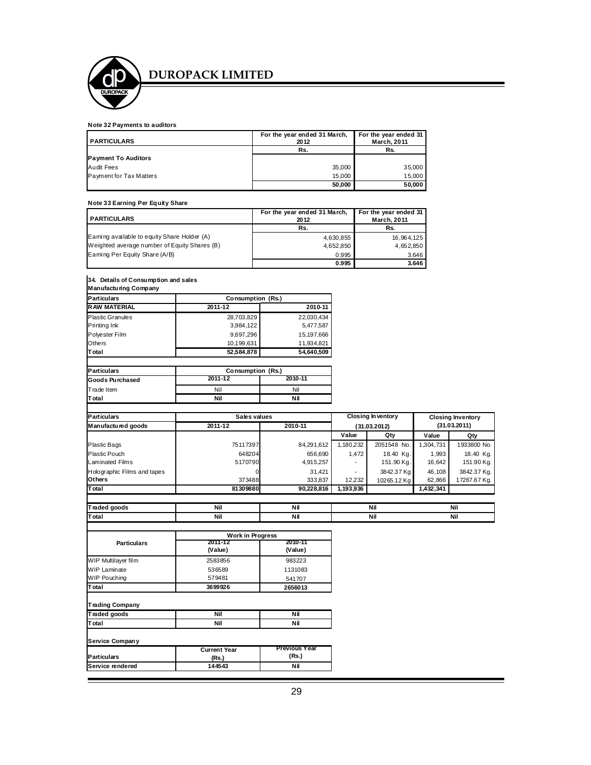# DUROPACK LIMITED

**Note 32 Payments to auditors**

| PARTICULARS | For the year ended 31 March, 2012 | For the year ended 31 March, 2011 |
|---|---|---|
| | Rs. | Rs. |
| **Payment To Auditors** | | |
| Audit Fees | 35,000 | 35,000 |
| Payment for Tax Matters | 15,000 | 15,000 |
| | **50,000** | **50,000** |

**Note 33 Earning Per Equity Share**

| PARTICULARS | For the year ended 31 March, 2012 | For the year ended 31 March, 2011 |
|---|---|---|
| | Rs. | Rs. |
| Earning available to equity Share Holder (A) | 4,630,855 | 16,964,125 |
| Weighted average number of Equity Shares (B) | 4,652,850 | 4,652,850 |
| Earning Per Equity Share (A/B) | 0.995 | 3.646 |
| | **0.995** | **3.646** |

**34. Details of Consumption and sales**

**Manufacturing Company**

| Particulars | Consumption (Rs.) | |
|---|---|---|
| **RAW MATERIAL** | **2011-12** | **2010-11** |
| Plastic Granules | 28,703,829 | 22,030,434 |
| Printing Ink | 3,984,122 | 5,477,587 |
| Polyester Film | 9,697,296 | 15,197,666 |
| Others | 10,199,631 | 11,934,821 |
| **Total** | **52,584,878** | **54,640,509** |

| Particulars | Consumption (Rs.) | |
|---|---|---|
| **Goods Purchased** | **2011-12** | **2010-11** |
| Trade Item | Nil | Nil |
| **Total** | **Nil** | **Nil** |

| Particulars | Sales values | | Closing Inventory (31.03.2012) | | Closing Inventory (31.03.2011) | |
|---|---|---|---|---|---|---|
| **Manufactured goods** | **2011-12** | **2010-11** | **Value** | **Qty** | **Value** | **Qty** |
| Plastic Bags | 75117397 | 84,291,612 | 1,180,232 | 2051548 No. | 1,304,731 | 1933800 No. |
| Plastic Pouch | 648204 | 656,690 | 1,472 | 18.40 Kg. | 1,993 | 18.40 Kg. |
| Laminated Films | 5170790 | 4,915,257 | - | 151.90 Kg. | 16,642 | 151.90 Kg. |
| Holographic Films and tapes | 0 | 31,421 | - | 3842.37 Kg | 46,108 | 3842.37 Kg. |
| **Others** | 373488 | 333,837 | 12,232 | 10265.12 Kg | 62,866 | 17267.67 Kg. |
| **Total** | **81309880** | **90,228,816** | **1,193,936** | | **1,432,341** | |

| | | | | |
|---|---|---|---|---|
| **Traded goods** | **Nil** | **Nil** | **Nil** | **Nil** |
| **Total** | **Nil** | **Nil** | **Nil** | **Nil** |

| Particulars | Work in Progress 2011-12 (Value) | 2010-11 (Value) |
|---|---|---|
| WIP Multilayer film | 2583856 | 983223 |
| WIP Laminate | 536589 | 1131083 |
| WIP Pouching | 579481 | 541707 |
| **Total** | **3699926** | **2656013** |

**Trading Company**

| | | |
|---|---|---|
| **Traded goods** | **Nil** | **Nil** |
| **Total** | **Nil** | **Nil** |

**Service Company**

| Particulars | Current Year (Rs.) | Previous Year (Rs.) |
|---|---|---|
| **Service rendered** | **144543** | **Nil** |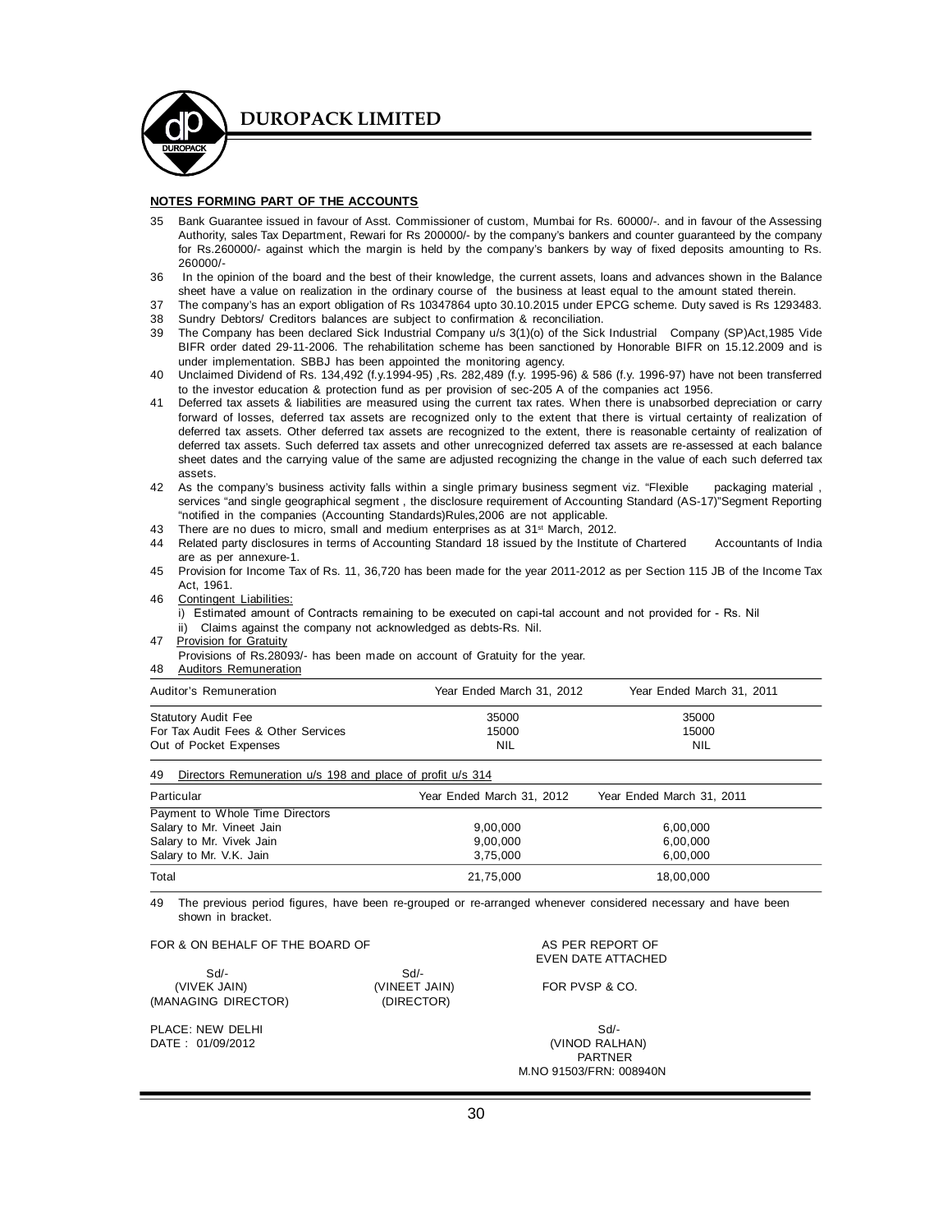## NOTES FORMING PART OF THE ACCOUNTS

35 Bank Guarantee issued in favour of Asst. Commissioner of custom, Mumbai for Rs. 60000/-. and in favour of the Assessing Authority, sales Tax Department, Rewari for Rs 200000/- by the company's bankers and counter guaranteed by the company for Rs.260000/- against which the margin is held by the company's bankers by way of fixed deposits amounting to Rs. 260000/-

36 In the opinion of the board and the best of their knowledge, the current assets, loans and advances shown in the Balance sheet have a value on realization in the ordinary course of the business at least equal to the amount stated therein.

37 The company's has an export obligation of Rs 10347864 upto 30.10.2015 under EPCG scheme. Duty saved is Rs 1293483.

38 Sundry Debtors/ Creditors balances are subject to confirmation & reconciliation.

39 The Company has been declared Sick Industrial Company u/s 3(1)(o) of the Sick Industrial Company (SP)Act,1985 Vide BIFR order dated 29-11-2006. The rehabilitation scheme has been sanctioned by Honorable BIFR on 15.12.2009 and is under implementation. SBBJ has been appointed the monitoring agency.

40 Unclaimed Dividend of Rs. 134,492 (f.y.1994-95) ,Rs. 282,489 (f.y. 1995-96) & 586 (f.y. 1996-97) have not been transferred to the investor education & protection fund as per provision of sec-205 A of the companies act 1956.

41 Deferred tax assets & liabilities are measured using the current tax rates. When there is unabsorbed depreciation or carry forward of losses, deferred tax assets are recognized only to the extent that there is virtual certainty of realization of deferred tax assets. Other deferred tax assets are recognized to the extent, there is reasonable certainty of realization of deferred tax assets. Such deferred tax assets and other unrecognized deferred tax assets are re-assessed at each balance sheet dates and the carrying value of the same are adjusted recognizing the change in the value of each such deferred tax assets.

42 As the company's business activity falls within a single primary business segment viz. "Flexible packaging material , services "and single geographical segment , the disclosure requirement of Accounting Standard (AS-17)"Segment Reporting "notified in the companies (Accounting Standards)Rules,2006 are not applicable.

43 There are no dues to micro, small and medium enterprises as at 31st March, 2012.

44 Related party disclosures in terms of Accounting Standard 18 issued by the Institute of Chartered Accountants of India are as per annexure-1.

45 Provision for Income Tax of Rs. 11, 36,720 has been made for the year 2011-2012 as per Section 115 JB of the Income Tax Act, 1961.

46 Contingent Liabilities:

i) Estimated amount of Contracts remaining to be executed on capi-tal account and not provided for - Rs. Nil

ii) Claims against the company not acknowledged as debts-Rs. Nil.

47 Provision for Gratuity

Provisions of Rs.28093/- has been made on account of Gratuity for the year.

48 Auditors Remuneration

| Auditor's Remuneration | Year Ended March 31, 2012 | Year Ended March 31, 2011 |
|---|---|---|
| Statutory Audit Fee | 35000 | 35000 |
| For Tax Audit Fees & Other Services | 15000 | 15000 |
| Out of Pocket Expenses | NIL | NIL |

49 Directors Remuneration u/s 198 and place of profit u/s 314

| Particular | Year Ended March 31, 2012 | Year Ended March 31, 2011 |
|---|---|---|
| Payment to Whole Time Directors | | |
| Salary to Mr. Vineet Jain | 9,00,000 | 6,00,000 |
| Salary to Mr. Vivek Jain | 9,00,000 | 6,00,000 |
| Salary to Mr. V.K. Jain | 3,75,000 | 6,00,000 |
| Total | 21,75,000 | 18,00,000 |

49 The previous period figures, have been re-grouped or re-arranged whenever considered necessary and have been shown in bracket.

FOR & ON BEHALF OF THE BOARD OF

Sd/-
(VIVEK JAIN)
(MANAGING DIRECTOR)

Sd/-
(VINEET JAIN)
(DIRECTOR)

AS PER REPORT OF
EVEN DATE ATTACHED

FOR PVSP & CO.

PLACE: NEW DELHI
DATE : 01/09/2012

Sd/-
(VINOD RALHAN)
PARTNER
M.NO 91503/FRN: 008940N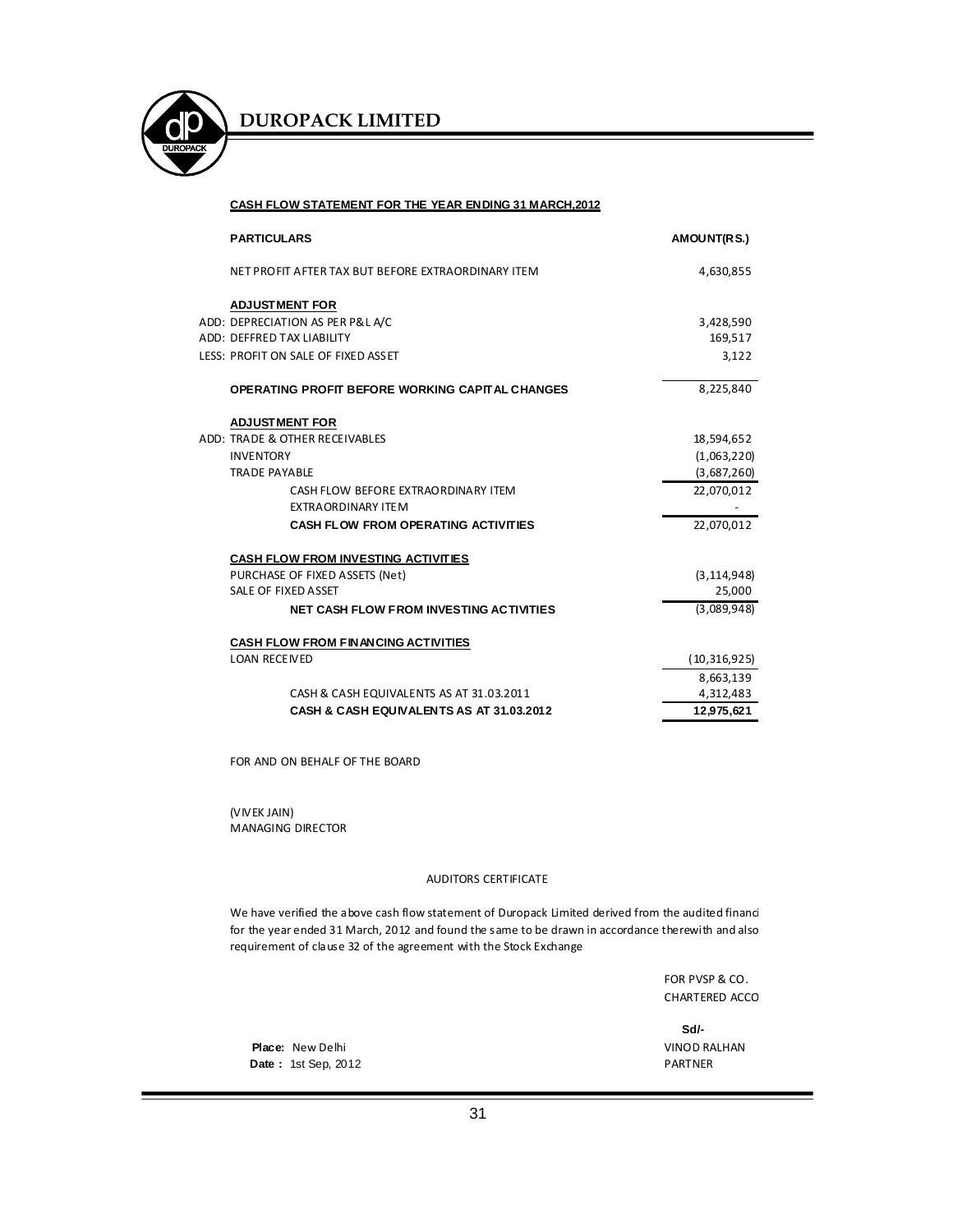# DUROPACK LIMITED

**CASH FLOW STATEMENT FOR THE YEAR ENDING 31 MARCH,2012**

| PARTICULARS | AMOUNT(RS.) |
|---|---|
| NET PROFIT AFTER TAX BUT BEFORE EXTRAORDINARY ITEM | 4,630,855 |
| **ADJUSTMENT FOR** | |
| ADD: DEPRECIATION AS PER P&L A/C | 3,428,590 |
| ADD: DEFFRED TAX LIABILITY | 169,517 |
| LESS: PROFIT ON SALE OF FIXED ASSET | 3,122 |
| **OPERATING PROFIT BEFORE WORKING CAPITAL CHANGES** | 8,225,840 |
| **ADJUSTMENT FOR** | |
| ADD: TRADE & OTHER RECEIVABLES | 18,594,652 |
| INVENTORY | (1,063,220) |
| TRADE PAYABLE | (3,687,260) |
| CASH FLOW BEFORE EXTRAORDINARY ITEM | 22,070,012 |
| EXTRAORDINARY ITEM | - |
| **CASH FLOW FROM OPERATING ACTIVITIES** | 22,070,012 |
| **CASH FLOW FROM INVESTING ACTIVITIES** | |
| PURCHASE OF FIXED ASSETS (Net) | (3,114,948) |
| SALE OF FIXED ASSET | 25,000 |
| **NET CASH FLOW FROM INVESTING ACTIVITIES** | (3,089,948) |
| **CASH FLOW FROM FINANCING ACTIVITIES** | |
| LOAN RECEIVED | (10,316,925) |
| | 8,663,139 |
| CASH & CASH EQUIVALENTS AS AT 31.03.2011 | 4,312,483 |
| **CASH & CASH EQUIVALENTS AS AT 31.03.2012** | **12,975,621** |

FOR AND ON BEHALF OF THE BOARD

(VIVEK JAIN)
MANAGING DIRECTOR

AUDITORS CERTIFICATE

We have verified the above cash flow statement of Duropack Limited derived from the audited financi
for the year ended 31 March, 2012 and found the same to be drawn in accordance therewith and also
requirement of clause 32 of the agreement with the Stock Exchange

FOR PVSP & CO.
CHARTERED ACCO

Sd/-
VINOD RALHAN
PARTNER

**Place:** New Delhi
**Date :** 1st Sep, 2012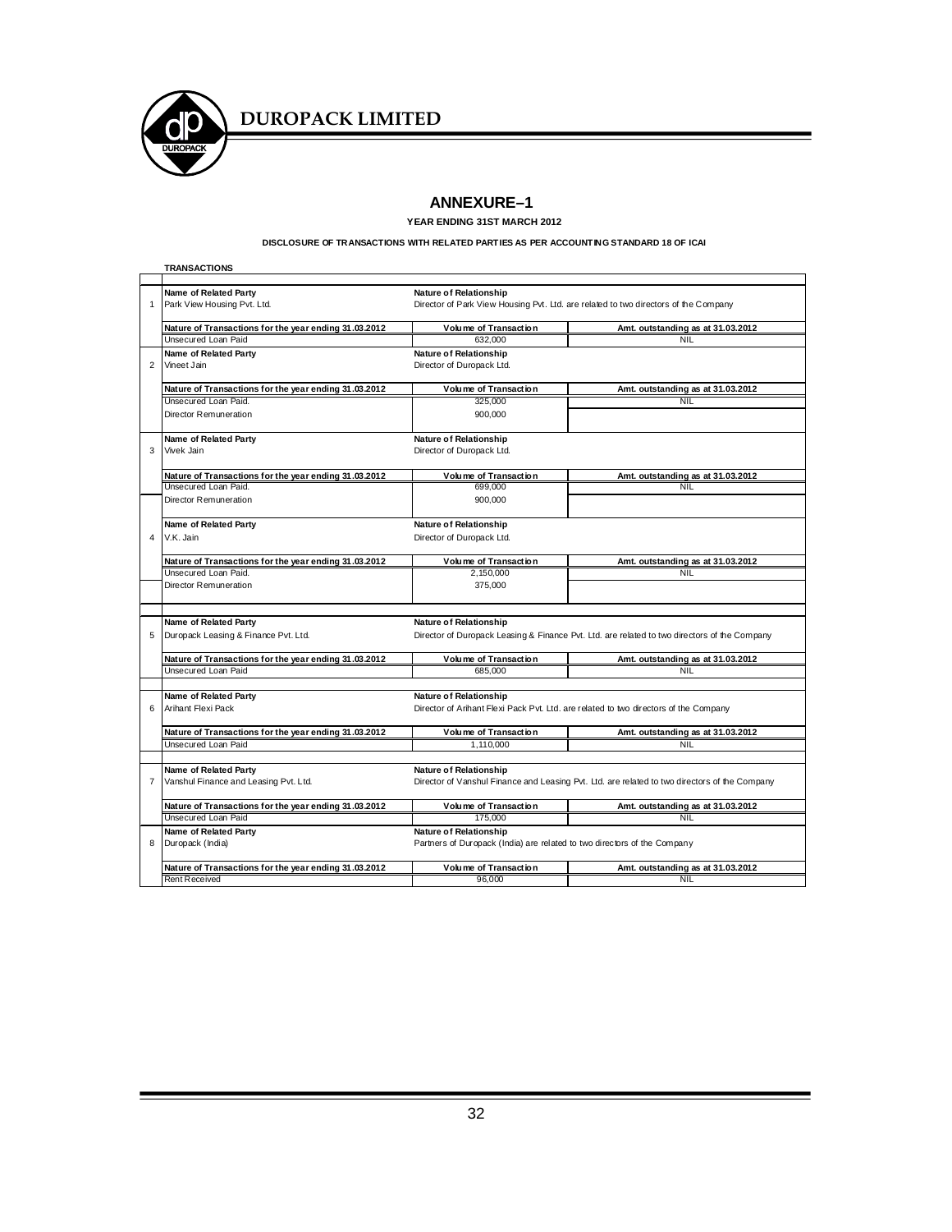## ANNEXURE–1

**YEAR ENDING 31ST MARCH 2012**

**DISCLOSURE OF TRANSACTIONS WITH RELATED PARTIES AS PER ACCOUNTING STANDARD 18 OF ICAI**

**TRANSACTIONS**

| | | | |
|---|---|---|---|
| | **Name of Related Party** | **Nature of Relationship** | |
| 1 | Park View Housing Pvt. Ltd. | Director of Park View Housing Pvt. Ltd. are related to two directors of the Company | |
| | **Nature of Transactions for the year ending 31.03.2012** | **Volume of Transaction** | **Amt. outstanding as at 31.03.2012** |
| | Unsecured Loan Paid | 632,000 | NIL |
| | **Name of Related Party** | **Nature of Relationship** | |
| 2 | Vineet Jain | Director of Duropack Ltd. | |
| | **Nature of Transactions for the year ending 31.03.2012** | **Volume of Transaction** | **Amt. outstanding as at 31.03.2012** |
| | Unsecured Loan Paid. | 325,000 | NIL |
| | Director Remuneration | 900,000 | |
| | **Name of Related Party** | **Nature of Relationship** | |
| 3 | Vivek Jain | Director of Duropack Ltd. | |
| | **Nature of Transactions for the year ending 31.03.2012** | **Volume of Transaction** | **Amt. outstanding as at 31.03.2012** |
| | Unsecured Loan Paid. | 699,000 | NIL |
| | Director Remuneration | 900,000 | |
| | **Name of Related Party** | **Nature of Relationship** | |
| 4 | V.K. Jain | Director of Duropack Ltd. | |
| | **Nature of Transactions for the year ending 31.03.2012** | **Volume of Transaction** | **Amt. outstanding as at 31.03.2012** |
| | Unsecured Loan Paid. | 2,150,000 | NIL |
| | Director Remuneration | 375,000 | |
| | **Name of Related Party** | **Nature of Relationship** | |
| 5 | Duropack Leasing & Finance Pvt. Ltd. | Director of Duropack Leasing & Finance Pvt. Ltd. are related to two directors of the Company | |
| | **Nature of Transactions for the year ending 31.03.2012** | **Volume of Transaction** | **Amt. outstanding as at 31.03.2012** |
| | Unsecured Loan Paid | 685,000 | NIL |
| | **Name of Related Party** | **Nature of Relationship** | |
| 6 | Arihant Flexi Pack | Director of Arihant Flexi Pack Pvt. Ltd. are related to two directors of the Company | |
| | **Nature of Transactions for the year ending 31.03.2012** | **Volume of Transaction** | **Amt. outstanding as at 31.03.2012** |
| | Unsecured Loan Paid | 1,110,000 | NIL |
| | **Name of Related Party** | **Nature of Relationship** | |
| 7 | Vanshul Finance and Leasing Pvt. Ltd. | Director of Vanshul Finance and Leasing Pvt. Ltd. are related to two directors of the Company | |
| | **Nature of Transactions for the year ending 31.03.2012** | **Volume of Transaction** | **Amt. outstanding as at 31.03.2012** |
| | Unsecured Loan Paid | 175,000 | NIL |
| | **Name of Related Party** | **Nature of Relationship** | |
| 8 | Duropack (India) | Partners of Duropack (India) are related to two directors of the Company | |
| | **Nature of Transactions for the year ending 31.03.2012** | **Volume of Transaction** | **Amt. outstanding as at 31.03.2012** |
| | Rent Received | 96,000 | NIL |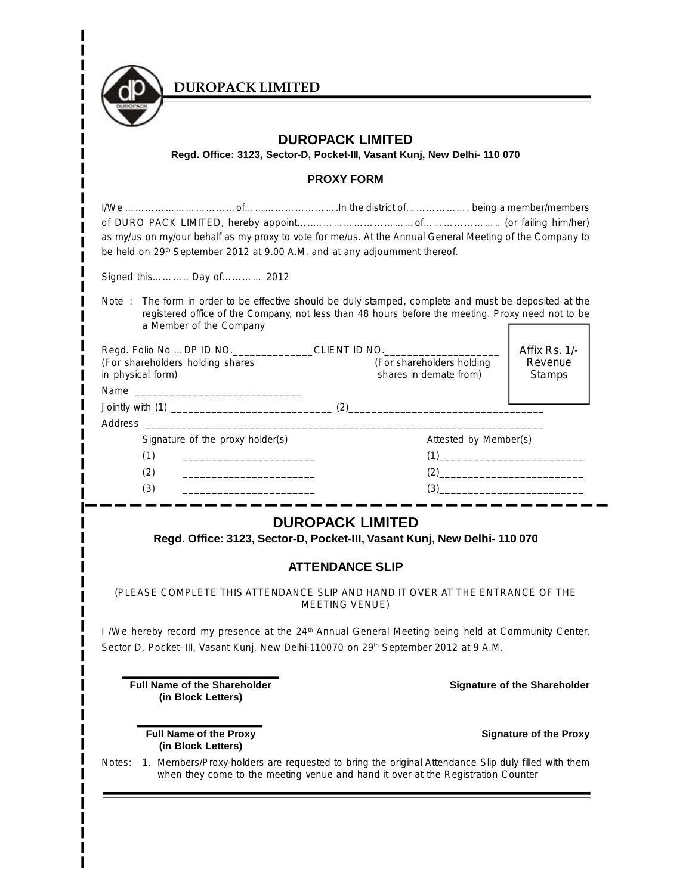**DUROPACK LIMITED**

# DUROPACK LIMITED

**Regd. Office: 3123, Sector-D, Pocket-III, Vasant Kunj, New Delhi- 110 070**

## PROXY FORM

I/We ……………………………of……………………….In the district of………………. being a member/members of DURO PACK LIMITED, hereby appoint…….…………………………of…………………… (or failing him/her) as my/us on my/our behalf as my proxy to vote for me/us. At the Annual General Meeting of the Company to be held on 29th September 2012 at 9.00 A.M. and at any adjournment thereof.

Signed this………. Day of………… 2012

Note : The form in order to be effective should be duly stamped, complete and must be deposited at the registered office of the Company, not less than 48 hours before the meeting. Proxy need not to be a Member of the Company

Regd. Folio No …DP ID NO.______________CLIENT ID NO.____________________
(For shareholders holding shares in physical form) (For shareholders holding shares in demate from)

Affix Rs. 1/- Revenue Stamps

Name ____________________________

Jointly with (1) ___________________________ (2)_________________________________

Address ___________________________________________________________________

| Signature of the proxy holder(s) | Attested by Member(s) |
|---|---|
| (1) ______________________ | (1)________________________ |
| (2) ______________________ | (2)________________________ |
| (3) ______________________ | (3)________________________ |

---

# DUROPACK LIMITED

**Regd. Office: 3123, Sector-D, Pocket-III, Vasant Kunj, New Delhi- 110 070**

## ATTENDANCE SLIP

(PLEASE COMPLETE THIS ATTENDANCE SLIP AND HAND IT OVER AT THE ENTRANCE OF THE MEETING VENUE)

I /We hereby record my presence at the 24th Annual General Meeting being held at Community Center, Sector D, Pocket–III, Vasant Kunj, New Delhi-110070 on 29th September 2012 at 9 A.M.

**Full Name of the Shareholder (in Block Letters)** **Signature of the Shareholder**

**Full Name of the Proxy (in Block Letters)** **Signature of the Proxy**

Notes: 1. Members/Proxy-holders are requested to bring the original Attendance Slip duly filled with them when they come to the meeting venue and hand it over at the Registration Counter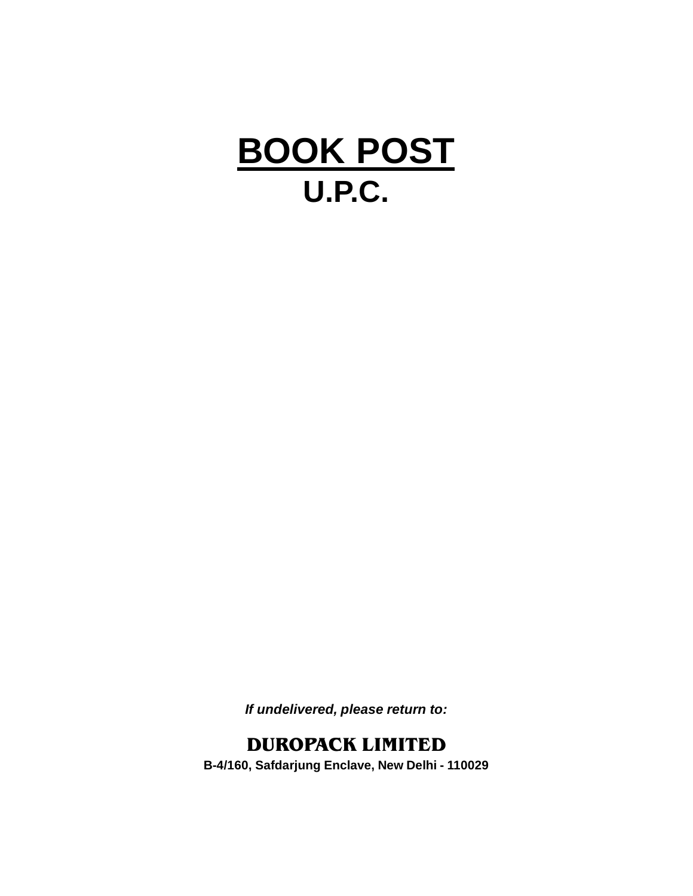# BOOK POST

## U.P.C.

*If undelivered, please return to:*

**DUROPACK LIMITED**

**B-4/160, Safdarjung Enclave, New Delhi - 110029**